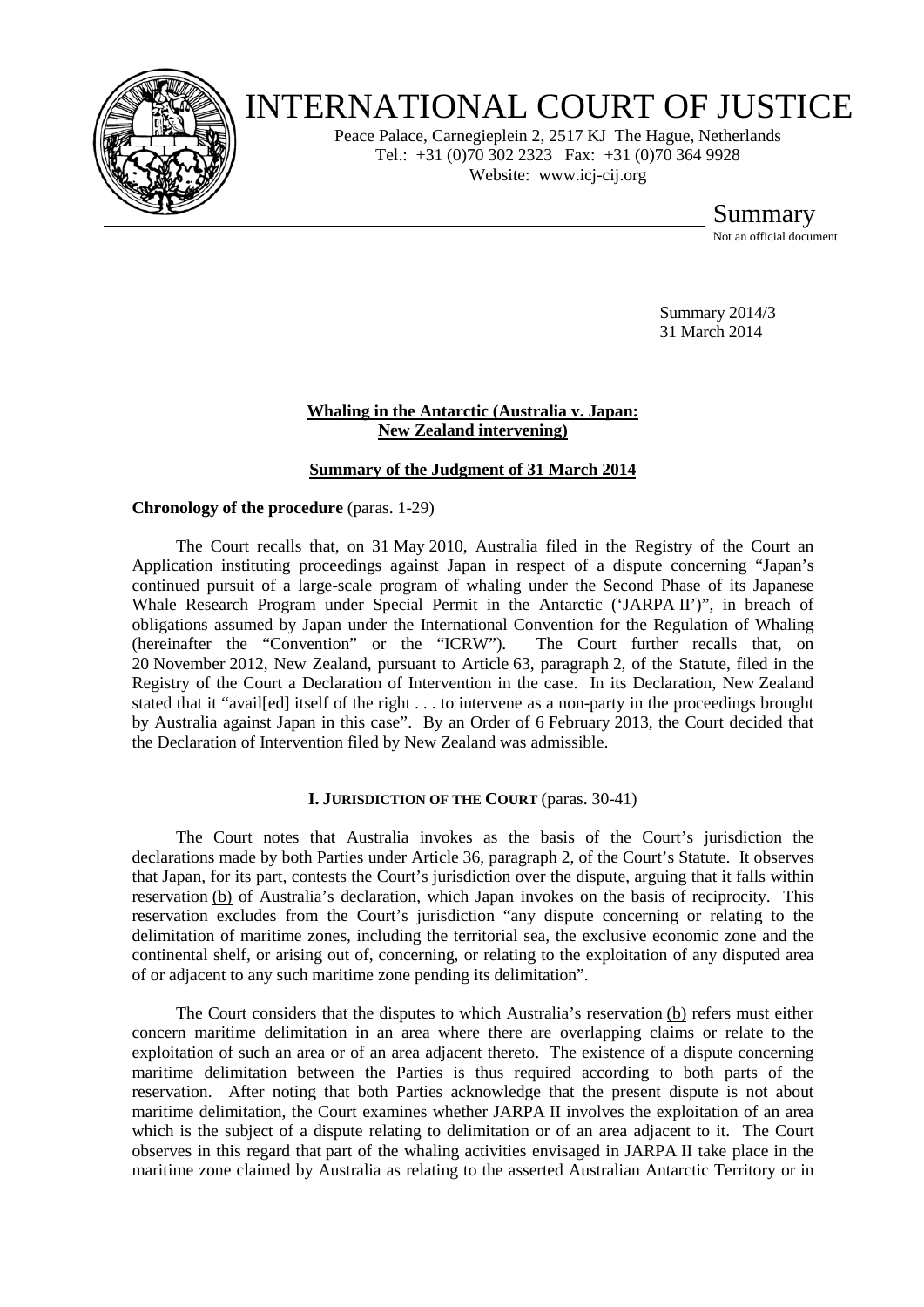# INTERNATIONAL COURT OF JUSTICE

Peace Palace, Carnegieplein 2, 2517 KJ The Hague, Netherlands
Tel.: +31 (0)70 302 2323 Fax: +31 (0)70 364 9928
Website: www.icj-cij.org

Summary
Not an official document

Summary 2014/3
31 March 2014

## Whaling in the Antarctic (Australia v. Japan: New Zealand intervening)

### Summary of the Judgment of 31 March 2014

**Chronology of the procedure** (paras. 1-29)

The Court recalls that, on 31 May 2010, Australia filed in the Registry of the Court an Application instituting proceedings against Japan in respect of a dispute concerning "Japan's continued pursuit of a large-scale program of whaling under the Second Phase of its Japanese Whale Research Program under Special Permit in the Antarctic ('JARPA II')", in breach of obligations assumed by Japan under the International Convention for the Regulation of Whaling (hereinafter the "Convention" or the "ICRW"). The Court further recalls that, on 20 November 2012, New Zealand, pursuant to Article 63, paragraph 2, of the Statute, filed in the Registry of the Court a Declaration of Intervention in the case. In its Declaration, New Zealand stated that it "avail[ed] itself of the right . . . to intervene as a non-party in the proceedings brought by Australia against Japan in this case". By an Order of 6 February 2013, the Court decided that the Declaration of Intervention filed by New Zealand was admissible.

### I. Jurisdiction of the Court (paras. 30-41)

The Court notes that Australia invokes as the basis of the Court's jurisdiction the declarations made by both Parties under Article 36, paragraph 2, of the Court's Statute. It observes that Japan, for its part, contests the Court's jurisdiction over the dispute, arguing that it falls within reservation (b) of Australia's declaration, which Japan invokes on the basis of reciprocity. This reservation excludes from the Court's jurisdiction "any dispute concerning or relating to the delimitation of maritime zones, including the territorial sea, the exclusive economic zone and the continental shelf, or arising out of, concerning, or relating to the exploitation of any disputed area of or adjacent to any such maritime zone pending its delimitation".

The Court considers that the disputes to which Australia's reservation (b) refers must either concern maritime delimitation in an area where there are overlapping claims or relate to the exploitation of such an area or of an area adjacent thereto. The existence of a dispute concerning maritime delimitation between the Parties is thus required according to both parts of the reservation. After noting that both Parties acknowledge that the present dispute is not about maritime delimitation, the Court examines whether JARPA II involves the exploitation of an area which is the subject of a dispute relating to delimitation or of an area adjacent to it. The Court observes in this regard that part of the whaling activities envisaged in JARPA II take place in the maritime zone claimed by Australia as relating to the asserted Australian Antarctic Territory or in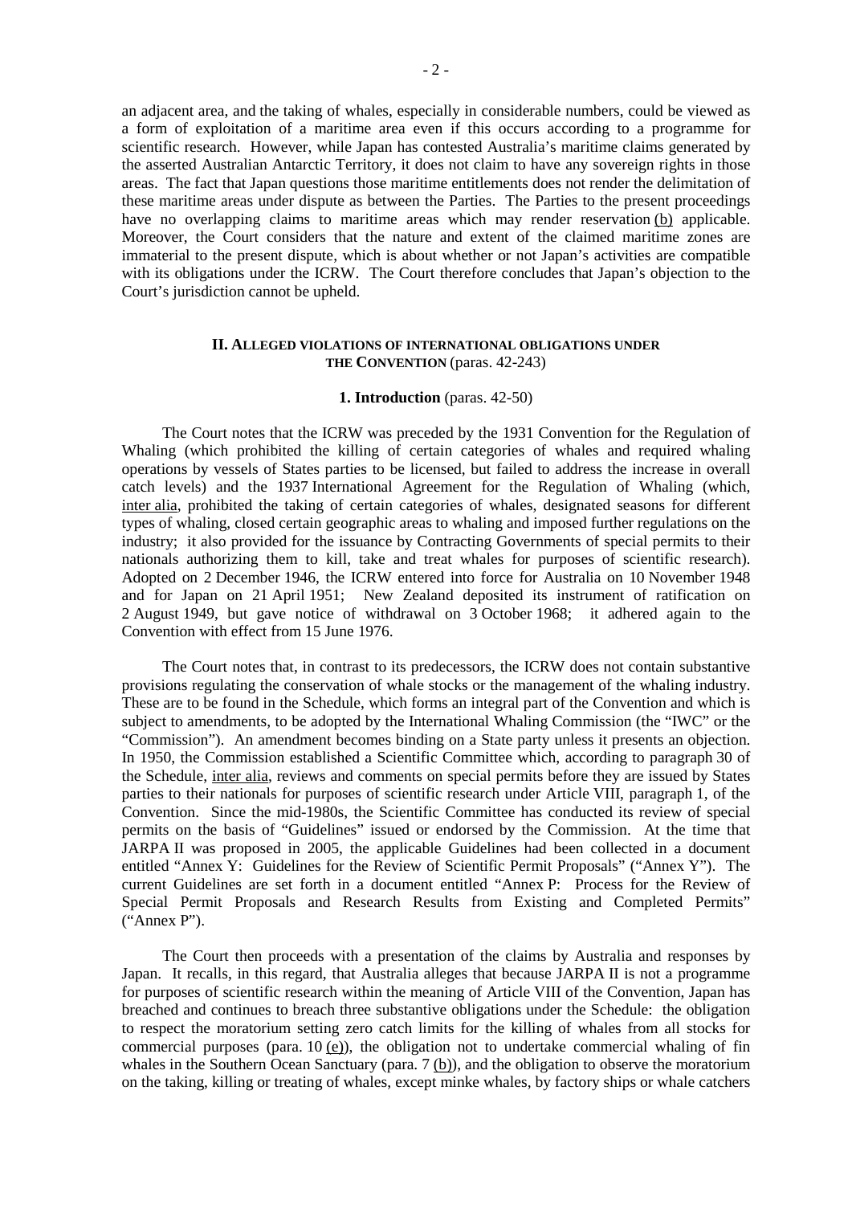an adjacent area, and the taking of whales, especially in considerable numbers, could be viewed as a form of exploitation of a maritime area even if this occurs according to a programme for scientific research. However, while Japan has contested Australia's maritime claims generated by the asserted Australian Antarctic Territory, it does not claim to have any sovereign rights in those areas. The fact that Japan questions those maritime entitlements does not render the delimitation of these maritime areas under dispute as between the Parties. The Parties to the present proceedings have no overlapping claims to maritime areas which may render reservation (b) applicable. Moreover, the Court considers that the nature and extent of the claimed maritime zones are immaterial to the present dispute, which is about whether or not Japan's activities are compatible with its obligations under the ICRW. The Court therefore concludes that Japan's objection to the Court's jurisdiction cannot be upheld.

## II. ALLEGED VIOLATIONS OF INTERNATIONAL OBLIGATIONS UNDER THE CONVENTION (paras. 42-243)

### 1. Introduction (paras. 42-50)

The Court notes that the ICRW was preceded by the 1931 Convention for the Regulation of Whaling (which prohibited the killing of certain categories of whales and required whaling operations by vessels of States parties to be licensed, but failed to address the increase in overall catch levels) and the 1937 International Agreement for the Regulation of Whaling (which, inter alia, prohibited the taking of certain categories of whales, designated seasons for different types of whaling, closed certain geographic areas to whaling and imposed further regulations on the industry; it also provided for the issuance by Contracting Governments of special permits to their nationals authorizing them to kill, take and treat whales for purposes of scientific research). Adopted on 2 December 1946, the ICRW entered into force for Australia on 10 November 1948 and for Japan on 21 April 1951; New Zealand deposited its instrument of ratification on 2 August 1949, but gave notice of withdrawal on 3 October 1968; it adhered again to the Convention with effect from 15 June 1976.

The Court notes that, in contrast to its predecessors, the ICRW does not contain substantive provisions regulating the conservation of whale stocks or the management of the whaling industry. These are to be found in the Schedule, which forms an integral part of the Convention and which is subject to amendments, to be adopted by the International Whaling Commission (the "IWC" or the "Commission"). An amendment becomes binding on a State party unless it presents an objection. In 1950, the Commission established a Scientific Committee which, according to paragraph 30 of the Schedule, inter alia, reviews and comments on special permits before they are issued by States parties to their nationals for purposes of scientific research under Article VIII, paragraph 1, of the Convention. Since the mid-1980s, the Scientific Committee has conducted its review of special permits on the basis of "Guidelines" issued or endorsed by the Commission. At the time that JARPA II was proposed in 2005, the applicable Guidelines had been collected in a document entitled "Annex Y: Guidelines for the Review of Scientific Permit Proposals" ("Annex Y"). The current Guidelines are set forth in a document entitled "Annex P: Process for the Review of Special Permit Proposals and Research Results from Existing and Completed Permits" ("Annex P").

The Court then proceeds with a presentation of the claims by Australia and responses by Japan. It recalls, in this regard, that Australia alleges that because JARPA II is not a programme for purposes of scientific research within the meaning of Article VIII of the Convention, Japan has breached and continues to breach three substantive obligations under the Schedule: the obligation to respect the moratorium setting zero catch limits for the killing of whales from all stocks for commercial purposes (para. 10 (e)), the obligation not to undertake commercial whaling of fin whales in the Southern Ocean Sanctuary (para. 7 (b)), and the obligation to observe the moratorium on the taking, killing or treating of whales, except minke whales, by factory ships or whale catchers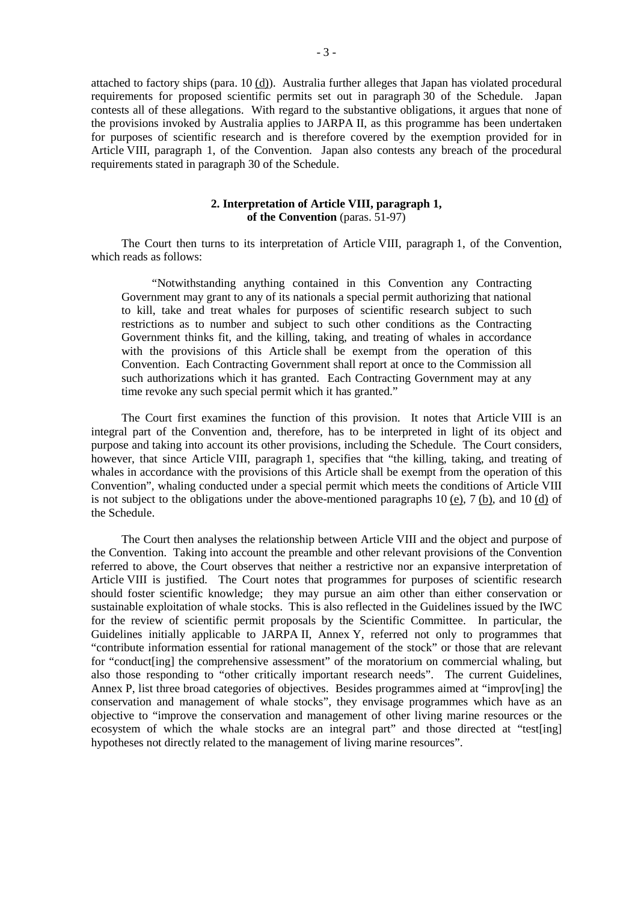attached to factory ships (para. 10 (d)). Australia further alleges that Japan has violated procedural requirements for proposed scientific permits set out in paragraph 30 of the Schedule. Japan contests all of these allegations. With regard to the substantive obligations, it argues that none of the provisions invoked by Australia applies to JARPA II, as this programme has been undertaken for purposes of scientific research and is therefore covered by the exemption provided for in Article VIII, paragraph 1, of the Convention. Japan also contests any breach of the procedural requirements stated in paragraph 30 of the Schedule.

**2. Interpretation of Article VIII, paragraph 1, of the Convention** (paras. 51-97)

The Court then turns to its interpretation of Article VIII, paragraph 1, of the Convention, which reads as follows:

> "Notwithstanding anything contained in this Convention any Contracting Government may grant to any of its nationals a special permit authorizing that national to kill, take and treat whales for purposes of scientific research subject to such restrictions as to number and subject to such other conditions as the Contracting Government thinks fit, and the killing, taking, and treating of whales in accordance with the provisions of this Article shall be exempt from the operation of this Convention. Each Contracting Government shall report at once to the Commission all such authorizations which it has granted. Each Contracting Government may at any time revoke any such special permit which it has granted."

The Court first examines the function of this provision. It notes that Article VIII is an integral part of the Convention and, therefore, has to be interpreted in light of its object and purpose and taking into account its other provisions, including the Schedule. The Court considers, however, that since Article VIII, paragraph 1, specifies that "the killing, taking, and treating of whales in accordance with the provisions of this Article shall be exempt from the operation of this Convention", whaling conducted under a special permit which meets the conditions of Article VIII is not subject to the obligations under the above-mentioned paragraphs 10 (e), 7 (b), and 10 (d) of the Schedule.

The Court then analyses the relationship between Article VIII and the object and purpose of the Convention. Taking into account the preamble and other relevant provisions of the Convention referred to above, the Court observes that neither a restrictive nor an expansive interpretation of Article VIII is justified. The Court notes that programmes for purposes of scientific research should foster scientific knowledge; they may pursue an aim other than either conservation or sustainable exploitation of whale stocks. This is also reflected in the Guidelines issued by the IWC for the review of scientific permit proposals by the Scientific Committee. In particular, the Guidelines initially applicable to JARPA II, Annex Y, referred not only to programmes that "contribute information essential for rational management of the stock" or those that are relevant for "conduct[ing] the comprehensive assessment" of the moratorium on commercial whaling, but also those responding to "other critically important research needs". The current Guidelines, Annex P, list three broad categories of objectives. Besides programmes aimed at "improv[ing] the conservation and management of whale stocks", they envisage programmes which have as an objective to "improve the conservation and management of other living marine resources or the ecosystem of which the whale stocks are an integral part" and those directed at "test[ing] hypotheses not directly related to the management of living marine resources".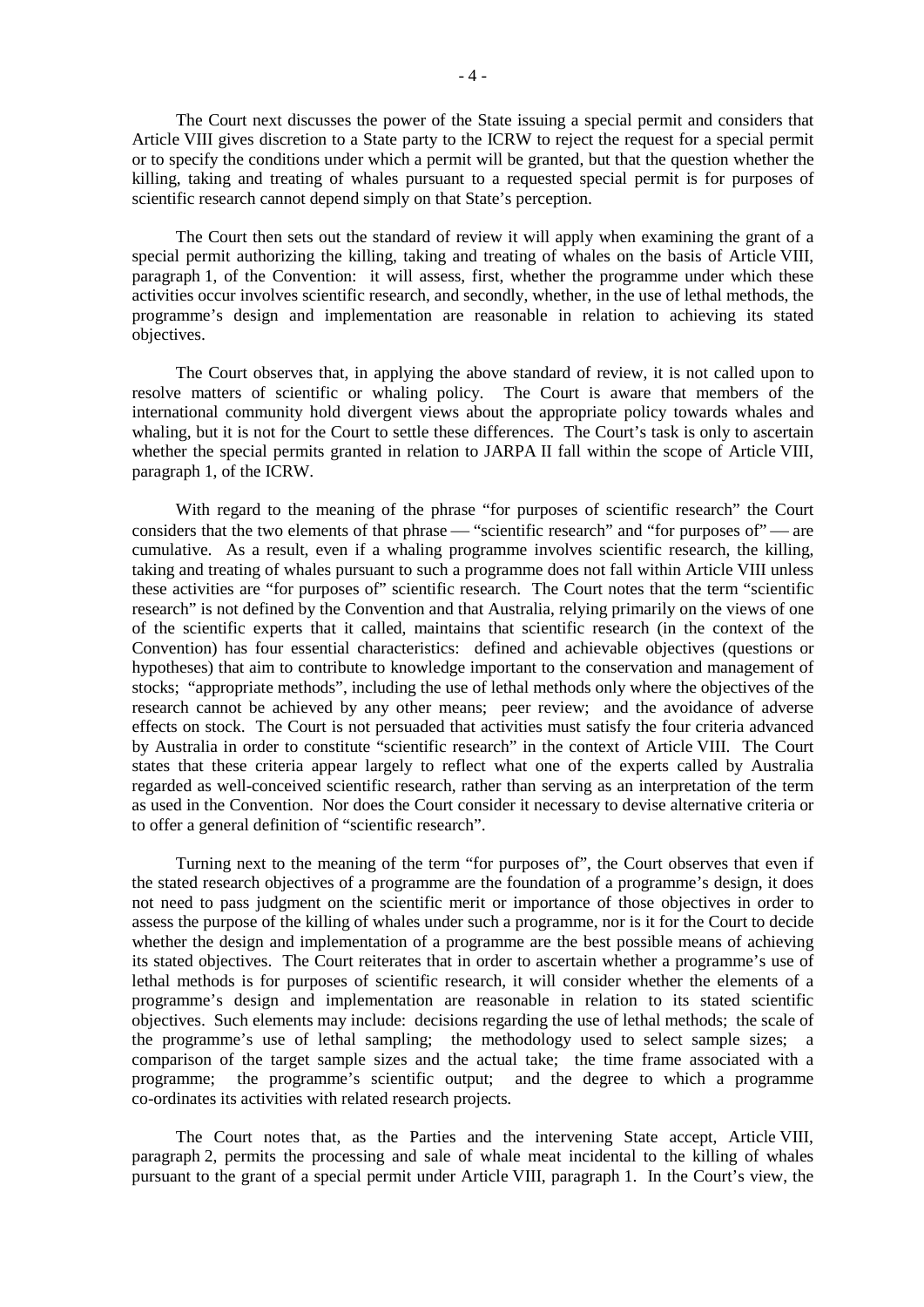The Court next discusses the power of the State issuing a special permit and considers that Article VIII gives discretion to a State party to the ICRW to reject the request for a special permit or to specify the conditions under which a permit will be granted, but that the question whether the killing, taking and treating of whales pursuant to a requested special permit is for purposes of scientific research cannot depend simply on that State's perception.

The Court then sets out the standard of review it will apply when examining the grant of a special permit authorizing the killing, taking and treating of whales on the basis of Article VIII, paragraph 1, of the Convention: it will assess, first, whether the programme under which these activities occur involves scientific research, and secondly, whether, in the use of lethal methods, the programme's design and implementation are reasonable in relation to achieving its stated objectives.

The Court observes that, in applying the above standard of review, it is not called upon to resolve matters of scientific or whaling policy. The Court is aware that members of the international community hold divergent views about the appropriate policy towards whales and whaling, but it is not for the Court to settle these differences. The Court's task is only to ascertain whether the special permits granted in relation to JARPA II fall within the scope of Article VIII, paragraph 1, of the ICRW.

With regard to the meaning of the phrase "for purposes of scientific research" the Court considers that the two elements of that phrase — "scientific research" and "for purposes of" — are cumulative. As a result, even if a whaling programme involves scientific research, the killing, taking and treating of whales pursuant to such a programme does not fall within Article VIII unless these activities are "for purposes of" scientific research. The Court notes that the term "scientific research" is not defined by the Convention and that Australia, relying primarily on the views of one of the scientific experts that it called, maintains that scientific research (in the context of the Convention) has four essential characteristics: defined and achievable objectives (questions or hypotheses) that aim to contribute to knowledge important to the conservation and management of stocks; "appropriate methods", including the use of lethal methods only where the objectives of the research cannot be achieved by any other means; peer review; and the avoidance of adverse effects on stock. The Court is not persuaded that activities must satisfy the four criteria advanced by Australia in order to constitute "scientific research" in the context of Article VIII. The Court states that these criteria appear largely to reflect what one of the experts called by Australia regarded as well-conceived scientific research, rather than serving as an interpretation of the term as used in the Convention. Nor does the Court consider it necessary to devise alternative criteria or to offer a general definition of "scientific research".

Turning next to the meaning of the term "for purposes of", the Court observes that even if the stated research objectives of a programme are the foundation of a programme's design, it does not need to pass judgment on the scientific merit or importance of those objectives in order to assess the purpose of the killing of whales under such a programme, nor is it for the Court to decide whether the design and implementation of a programme are the best possible means of achieving its stated objectives. The Court reiterates that in order to ascertain whether a programme's use of lethal methods is for purposes of scientific research, it will consider whether the elements of a programme's design and implementation are reasonable in relation to its stated scientific objectives. Such elements may include: decisions regarding the use of lethal methods; the scale of the programme's use of lethal sampling; the methodology used to select sample sizes; a comparison of the target sample sizes and the actual take; the time frame associated with a programme; the programme's scientific output; and the degree to which a programme co-ordinates its activities with related research projects.

The Court notes that, as the Parties and the intervening State accept, Article VIII, paragraph 2, permits the processing and sale of whale meat incidental to the killing of whales pursuant to the grant of a special permit under Article VIII, paragraph 1. In the Court's view, the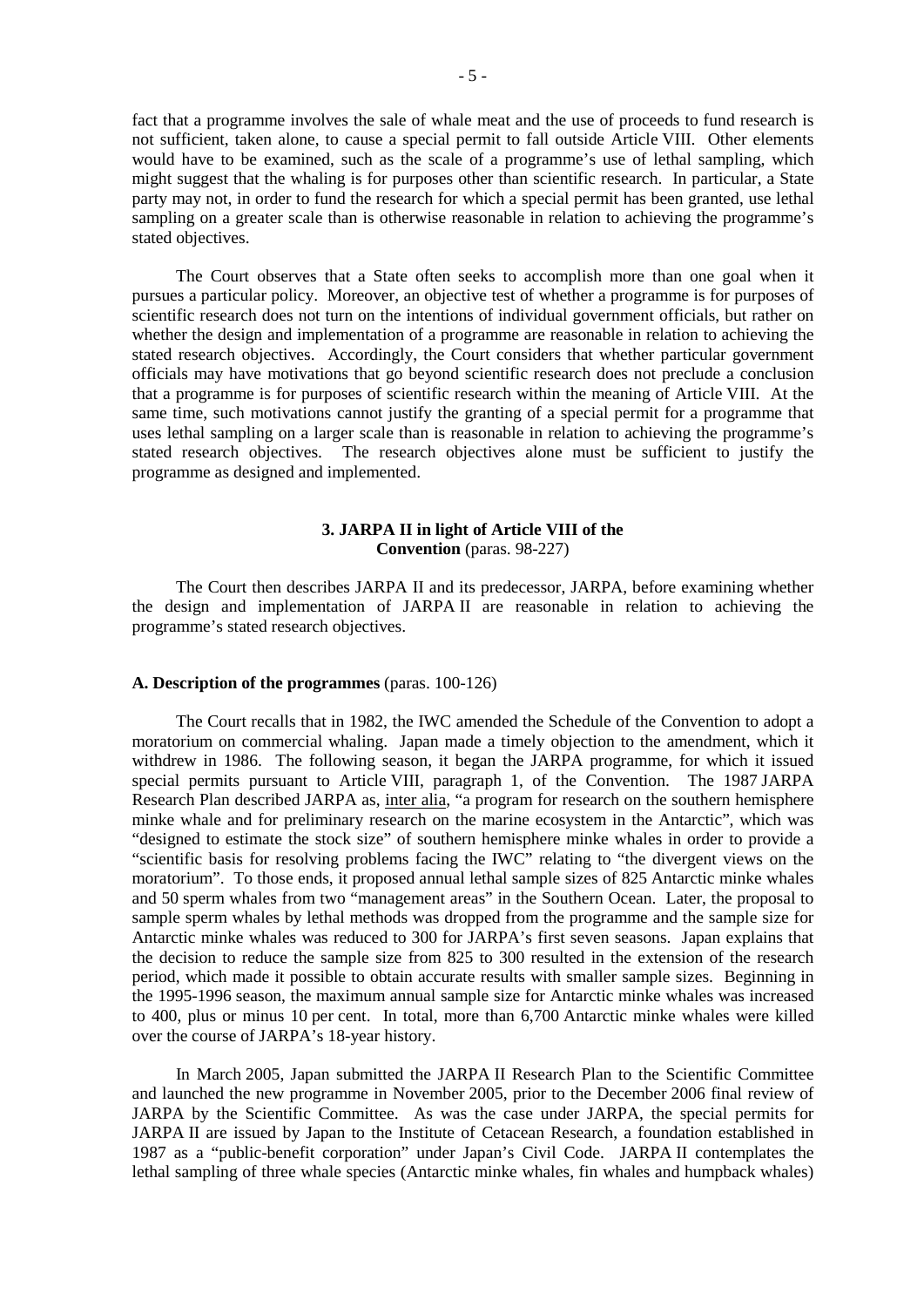fact that a programme involves the sale of whale meat and the use of proceeds to fund research is not sufficient, taken alone, to cause a special permit to fall outside Article VIII. Other elements would have to be examined, such as the scale of a programme's use of lethal sampling, which might suggest that the whaling is for purposes other than scientific research. In particular, a State party may not, in order to fund the research for which a special permit has been granted, use lethal sampling on a greater scale than is otherwise reasonable in relation to achieving the programme's stated objectives.

The Court observes that a State often seeks to accomplish more than one goal when it pursues a particular policy. Moreover, an objective test of whether a programme is for purposes of scientific research does not turn on the intentions of individual government officials, but rather on whether the design and implementation of a programme are reasonable in relation to achieving the stated research objectives. Accordingly, the Court considers that whether particular government officials may have motivations that go beyond scientific research does not preclude a conclusion that a programme is for purposes of scientific research within the meaning of Article VIII. At the same time, such motivations cannot justify the granting of a special permit for a programme that uses lethal sampling on a larger scale than is reasonable in relation to achieving the programme's stated research objectives. The research objectives alone must be sufficient to justify the programme as designed and implemented.

### 3. JARPA II in light of Article VIII of the Convention (paras. 98-227)

The Court then describes JARPA II and its predecessor, JARPA, before examining whether the design and implementation of JARPA II are reasonable in relation to achieving the programme's stated research objectives.

#### A. Description of the programmes (paras. 100-126)

The Court recalls that in 1982, the IWC amended the Schedule of the Convention to adopt a moratorium on commercial whaling. Japan made a timely objection to the amendment, which it withdrew in 1986. The following season, it began the JARPA programme, for which it issued special permits pursuant to Article VIII, paragraph 1, of the Convention. The 1987 JARPA Research Plan described JARPA as, inter alia, "a program for research on the southern hemisphere minke whale and for preliminary research on the marine ecosystem in the Antarctic", which was "designed to estimate the stock size" of southern hemisphere minke whales in order to provide a "scientific basis for resolving problems facing the IWC" relating to "the divergent views on the moratorium". To those ends, it proposed annual lethal sample sizes of 825 Antarctic minke whales and 50 sperm whales from two "management areas" in the Southern Ocean. Later, the proposal to sample sperm whales by lethal methods was dropped from the programme and the sample size for Antarctic minke whales was reduced to 300 for JARPA's first seven seasons. Japan explains that the decision to reduce the sample size from 825 to 300 resulted in the extension of the research period, which made it possible to obtain accurate results with smaller sample sizes. Beginning in the 1995-1996 season, the maximum annual sample size for Antarctic minke whales was increased to 400, plus or minus 10 per cent. In total, more than 6,700 Antarctic minke whales were killed over the course of JARPA's 18-year history.

In March 2005, Japan submitted the JARPA II Research Plan to the Scientific Committee and launched the new programme in November 2005, prior to the December 2006 final review of JARPA by the Scientific Committee. As was the case under JARPA, the special permits for JARPA II are issued by Japan to the Institute of Cetacean Research, a foundation established in 1987 as a "public-benefit corporation" under Japan's Civil Code. JARPA II contemplates the lethal sampling of three whale species (Antarctic minke whales, fin whales and humpback whales)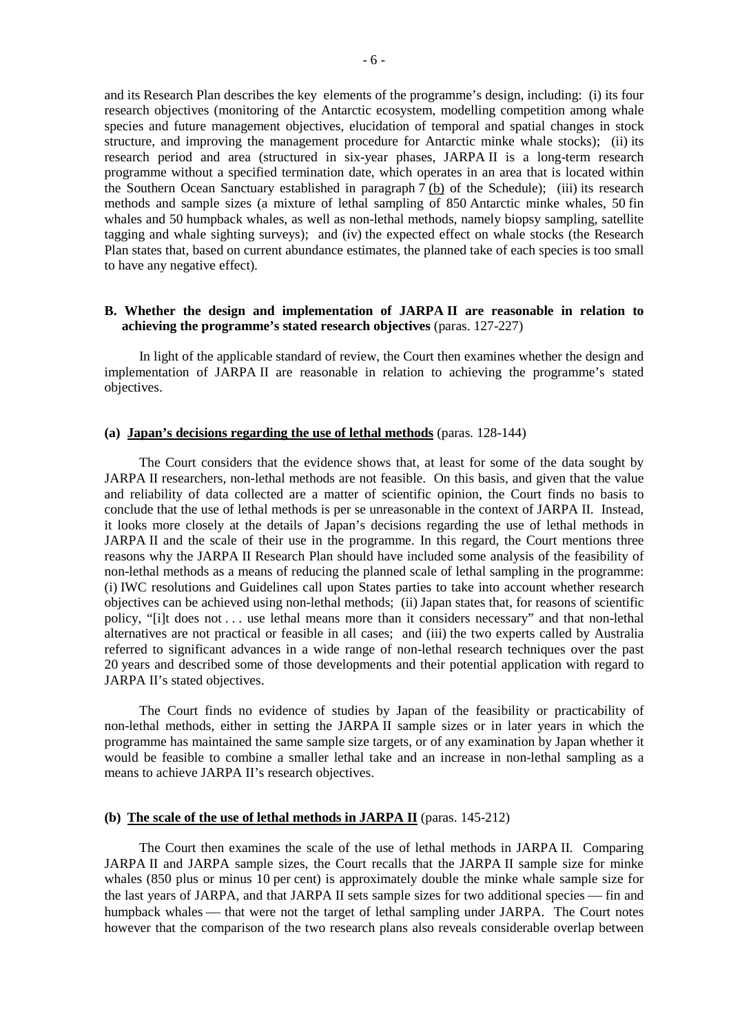and its Research Plan describes the key elements of the programme's design, including: (i) its four research objectives (monitoring of the Antarctic ecosystem, modelling competition among whale species and future management objectives, elucidation of temporal and spatial changes in stock structure, and improving the management procedure for Antarctic minke whale stocks); (ii) its research period and area (structured in six-year phases, JARPA II is a long-term research programme without a specified termination date, which operates in an area that is located within the Southern Ocean Sanctuary established in paragraph 7 (b) of the Schedule); (iii) its research methods and sample sizes (a mixture of lethal sampling of 850 Antarctic minke whales, 50 fin whales and 50 humpback whales, as well as non-lethal methods, namely biopsy sampling, satellite tagging and whale sighting surveys); and (iv) the expected effect on whale stocks (the Research Plan states that, based on current abundance estimates, the planned take of each species is too small to have any negative effect).

### B. Whether the design and implementation of JARPA II are reasonable in relation to achieving the programme's stated research objectives (paras. 127-227)

In light of the applicable standard of review, the Court then examines whether the design and implementation of JARPA II are reasonable in relation to achieving the programme's stated objectives.

#### (a) Japan's decisions regarding the use of lethal methods (paras. 128-144)

The Court considers that the evidence shows that, at least for some of the data sought by JARPA II researchers, non-lethal methods are not feasible. On this basis, and given that the value and reliability of data collected are a matter of scientific opinion, the Court finds no basis to conclude that the use of lethal methods is per se unreasonable in the context of JARPA II. Instead, it looks more closely at the details of Japan's decisions regarding the use of lethal methods in JARPA II and the scale of their use in the programme. In this regard, the Court mentions three reasons why the JARPA II Research Plan should have included some analysis of the feasibility of non-lethal methods as a means of reducing the planned scale of lethal sampling in the programme: (i) IWC resolutions and Guidelines call upon States parties to take into account whether research objectives can be achieved using non-lethal methods; (ii) Japan states that, for reasons of scientific policy, "[i]t does not . . . use lethal means more than it considers necessary" and that non-lethal alternatives are not practical or feasible in all cases; and (iii) the two experts called by Australia referred to significant advances in a wide range of non-lethal research techniques over the past 20 years and described some of those developments and their potential application with regard to JARPA II's stated objectives.

The Court finds no evidence of studies by Japan of the feasibility or practicability of non-lethal methods, either in setting the JARPA II sample sizes or in later years in which the programme has maintained the same sample size targets, or of any examination by Japan whether it would be feasible to combine a smaller lethal take and an increase in non-lethal sampling as a means to achieve JARPA II's research objectives.

#### (b) The scale of the use of lethal methods in JARPA II (paras. 145-212)

The Court then examines the scale of the use of lethal methods in JARPA II. Comparing JARPA II and JARPA sample sizes, the Court recalls that the JARPA II sample size for minke whales (850 plus or minus 10 per cent) is approximately double the minke whale sample size for the last years of JARPA, and that JARPA II sets sample sizes for two additional species — fin and humpback whales — that were not the target of lethal sampling under JARPA. The Court notes however that the comparison of the two research plans also reveals considerable overlap between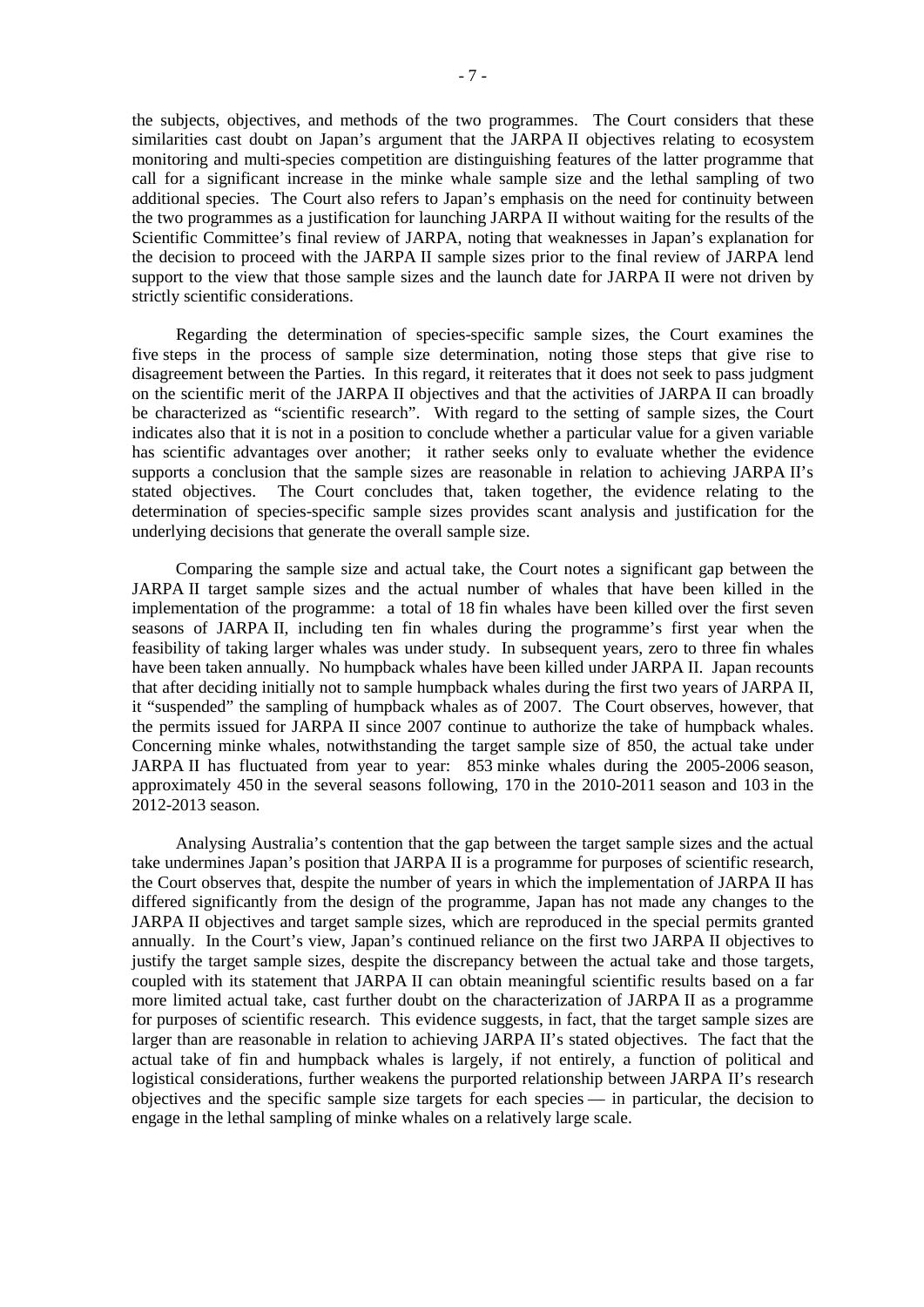the subjects, objectives, and methods of the two programmes. The Court considers that these similarities cast doubt on Japan's argument that the JARPA II objectives relating to ecosystem monitoring and multi-species competition are distinguishing features of the latter programme that call for a significant increase in the minke whale sample size and the lethal sampling of two additional species. The Court also refers to Japan's emphasis on the need for continuity between the two programmes as a justification for launching JARPA II without waiting for the results of the Scientific Committee's final review of JARPA, noting that weaknesses in Japan's explanation for the decision to proceed with the JARPA II sample sizes prior to the final review of JARPA lend support to the view that those sample sizes and the launch date for JARPA II were not driven by strictly scientific considerations.

Regarding the determination of species-specific sample sizes, the Court examines the five steps in the process of sample size determination, noting those steps that give rise to disagreement between the Parties. In this regard, it reiterates that it does not seek to pass judgment on the scientific merit of the JARPA II objectives and that the activities of JARPA II can broadly be characterized as "scientific research". With regard to the setting of sample sizes, the Court indicates also that it is not in a position to conclude whether a particular value for a given variable has scientific advantages over another; it rather seeks only to evaluate whether the evidence supports a conclusion that the sample sizes are reasonable in relation to achieving JARPA II's stated objectives. The Court concludes that, taken together, the evidence relating to the determination of species-specific sample sizes provides scant analysis and justification for the underlying decisions that generate the overall sample size.

Comparing the sample size and actual take, the Court notes a significant gap between the JARPA II target sample sizes and the actual number of whales that have been killed in the implementation of the programme: a total of 18 fin whales have been killed over the first seven seasons of JARPA II, including ten fin whales during the programme's first year when the feasibility of taking larger whales was under study. In subsequent years, zero to three fin whales have been taken annually. No humpback whales have been killed under JARPA II. Japan recounts that after deciding initially not to sample humpback whales during the first two years of JARPA II, it "suspended" the sampling of humpback whales as of 2007. The Court observes, however, that the permits issued for JARPA II since 2007 continue to authorize the take of humpback whales. Concerning minke whales, notwithstanding the target sample size of 850, the actual take under JARPA II has fluctuated from year to year: 853 minke whales during the 2005-2006 season, approximately 450 in the several seasons following, 170 in the 2010-2011 season and 103 in the 2012-2013 season.

Analysing Australia's contention that the gap between the target sample sizes and the actual take undermines Japan's position that JARPA II is a programme for purposes of scientific research, the Court observes that, despite the number of years in which the implementation of JARPA II has differed significantly from the design of the programme, Japan has not made any changes to the JARPA II objectives and target sample sizes, which are reproduced in the special permits granted annually. In the Court's view, Japan's continued reliance on the first two JARPA II objectives to justify the target sample sizes, despite the discrepancy between the actual take and those targets, coupled with its statement that JARPA II can obtain meaningful scientific results based on a far more limited actual take, cast further doubt on the characterization of JARPA II as a programme for purposes of scientific research. This evidence suggests, in fact, that the target sample sizes are larger than are reasonable in relation to achieving JARPA II's stated objectives. The fact that the actual take of fin and humpback whales is largely, if not entirely, a function of political and logistical considerations, further weakens the purported relationship between JARPA II's research objectives and the specific sample size targets for each species — in particular, the decision to engage in the lethal sampling of minke whales on a relatively large scale.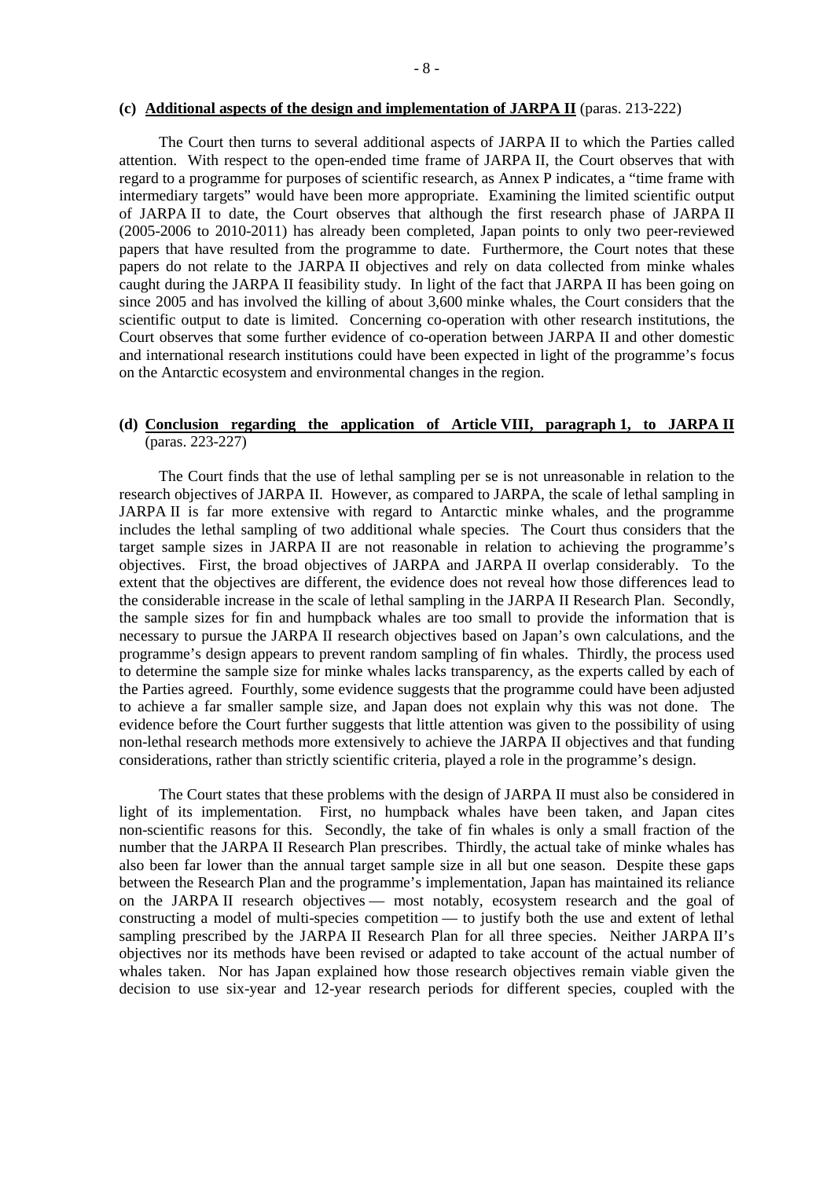### (c) Additional aspects of the design and implementation of JARPA II (paras. 213-222)

The Court then turns to several additional aspects of JARPA II to which the Parties called attention. With respect to the open-ended time frame of JARPA II, the Court observes that with regard to a programme for purposes of scientific research, as Annex P indicates, a "time frame with intermediary targets" would have been more appropriate. Examining the limited scientific output of JARPA II to date, the Court observes that although the first research phase of JARPA II (2005-2006 to 2010-2011) has already been completed, Japan points to only two peer-reviewed papers that have resulted from the programme to date. Furthermore, the Court notes that these papers do not relate to the JARPA II objectives and rely on data collected from minke whales caught during the JARPA II feasibility study. In light of the fact that JARPA II has been going on since 2005 and has involved the killing of about 3,600 minke whales, the Court considers that the scientific output to date is limited. Concerning co-operation with other research institutions, the Court observes that some further evidence of co-operation between JARPA II and other domestic and international research institutions could have been expected in light of the programme's focus on the Antarctic ecosystem and environmental changes in the region.

### (d) Conclusion regarding the application of Article VIII, paragraph 1, to JARPA II (paras. 223-227)

The Court finds that the use of lethal sampling per se is not unreasonable in relation to the research objectives of JARPA II. However, as compared to JARPA, the scale of lethal sampling in JARPA II is far more extensive with regard to Antarctic minke whales, and the programme includes the lethal sampling of two additional whale species. The Court thus considers that the target sample sizes in JARPA II are not reasonable in relation to achieving the programme's objectives. First, the broad objectives of JARPA and JARPA II overlap considerably. To the extent that the objectives are different, the evidence does not reveal how those differences lead to the considerable increase in the scale of lethal sampling in the JARPA II Research Plan. Secondly, the sample sizes for fin and humpback whales are too small to provide the information that is necessary to pursue the JARPA II research objectives based on Japan's own calculations, and the programme's design appears to prevent random sampling of fin whales. Thirdly, the process used to determine the sample size for minke whales lacks transparency, as the experts called by each of the Parties agreed. Fourthly, some evidence suggests that the programme could have been adjusted to achieve a far smaller sample size, and Japan does not explain why this was not done. The evidence before the Court further suggests that little attention was given to the possibility of using non-lethal research methods more extensively to achieve the JARPA II objectives and that funding considerations, rather than strictly scientific criteria, played a role in the programme's design.

The Court states that these problems with the design of JARPA II must also be considered in light of its implementation. First, no humpback whales have been taken, and Japan cites non-scientific reasons for this. Secondly, the take of fin whales is only a small fraction of the number that the JARPA II Research Plan prescribes. Thirdly, the actual take of minke whales has also been far lower than the annual target sample size in all but one season. Despite these gaps between the Research Plan and the programme's implementation, Japan has maintained its reliance on the JARPA II research objectives — most notably, ecosystem research and the goal of constructing a model of multi-species competition — to justify both the use and extent of lethal sampling prescribed by the JARPA II Research Plan for all three species. Neither JARPA II's objectives nor its methods have been revised or adapted to take account of the actual number of whales taken. Nor has Japan explained how those research objectives remain viable given the decision to use six-year and 12-year research periods for different species, coupled with the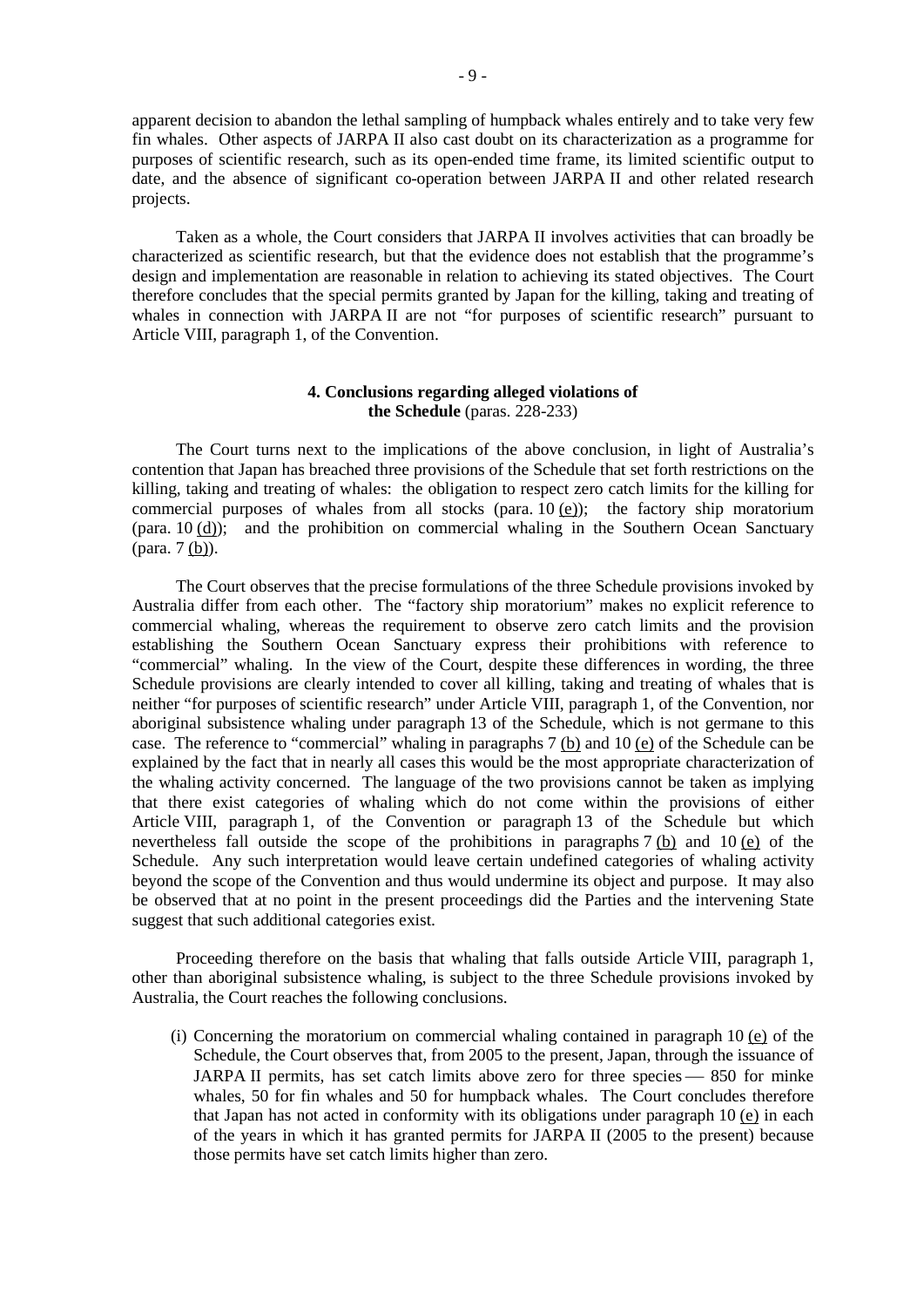apparent decision to abandon the lethal sampling of humpback whales entirely and to take very few fin whales. Other aspects of JARPA II also cast doubt on its characterization as a programme for purposes of scientific research, such as its open-ended time frame, its limited scientific output to date, and the absence of significant co-operation between JARPA II and other related research projects.

Taken as a whole, the Court considers that JARPA II involves activities that can broadly be characterized as scientific research, but that the evidence does not establish that the programme's design and implementation are reasonable in relation to achieving its stated objectives. The Court therefore concludes that the special permits granted by Japan for the killing, taking and treating of whales in connection with JARPA II are not "for purposes of scientific research" pursuant to Article VIII, paragraph 1, of the Convention.

#### **4. Conclusions regarding alleged violations of the Schedule** (paras. 228-233)

The Court turns next to the implications of the above conclusion, in light of Australia's contention that Japan has breached three provisions of the Schedule that set forth restrictions on the killing, taking and treating of whales: the obligation to respect zero catch limits for the killing for commercial purposes of whales from all stocks (para. 10 (e)); the factory ship moratorium (para. 10 (d)); and the prohibition on commercial whaling in the Southern Ocean Sanctuary (para. 7 (b)).

The Court observes that the precise formulations of the three Schedule provisions invoked by Australia differ from each other. The "factory ship moratorium" makes no explicit reference to commercial whaling, whereas the requirement to observe zero catch limits and the provision establishing the Southern Ocean Sanctuary express their prohibitions with reference to "commercial" whaling. In the view of the Court, despite these differences in wording, the three Schedule provisions are clearly intended to cover all killing, taking and treating of whales that is neither "for purposes of scientific research" under Article VIII, paragraph 1, of the Convention, nor aboriginal subsistence whaling under paragraph 13 of the Schedule, which is not germane to this case. The reference to "commercial" whaling in paragraphs 7 (b) and 10 (e) of the Schedule can be explained by the fact that in nearly all cases this would be the most appropriate characterization of the whaling activity concerned. The language of the two provisions cannot be taken as implying that there exist categories of whaling which do not come within the provisions of either Article VIII, paragraph 1, of the Convention or paragraph 13 of the Schedule but which nevertheless fall outside the scope of the prohibitions in paragraphs 7 (b) and 10 (e) of the Schedule. Any such interpretation would leave certain undefined categories of whaling activity beyond the scope of the Convention and thus would undermine its object and purpose. It may also be observed that at no point in the present proceedings did the Parties and the intervening State suggest that such additional categories exist.

Proceeding therefore on the basis that whaling that falls outside Article VIII, paragraph 1, other than aboriginal subsistence whaling, is subject to the three Schedule provisions invoked by Australia, the Court reaches the following conclusions.

(i) Concerning the moratorium on commercial whaling contained in paragraph 10 (e) of the Schedule, the Court observes that, from 2005 to the present, Japan, through the issuance of JARPA II permits, has set catch limits above zero for three species — 850 for minke whales, 50 for fin whales and 50 for humpback whales. The Court concludes therefore that Japan has not acted in conformity with its obligations under paragraph 10 (e) in each of the years in which it has granted permits for JARPA II (2005 to the present) because those permits have set catch limits higher than zero.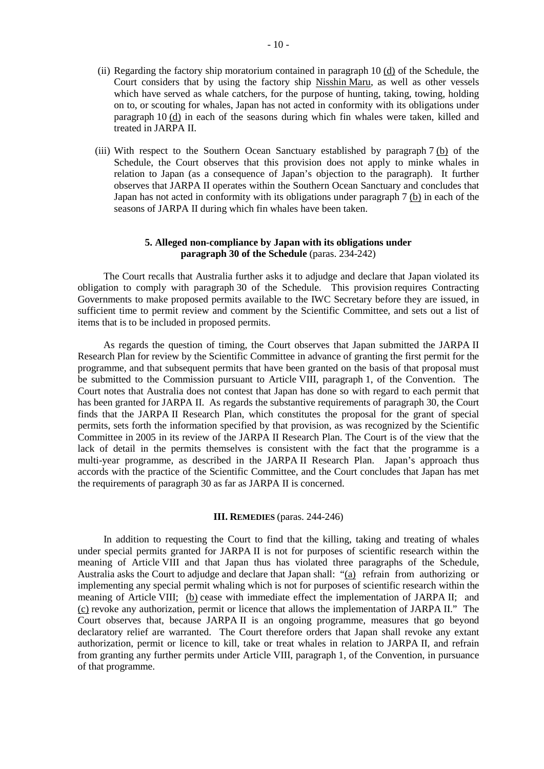(ii) Regarding the factory ship moratorium contained in paragraph 10 (d) of the Schedule, the Court considers that by using the factory ship Nisshin Maru, as well as other vessels which have served as whale catchers, for the purpose of hunting, taking, towing, holding on to, or scouting for whales, Japan has not acted in conformity with its obligations under paragraph 10 (d) in each of the seasons during which fin whales were taken, killed and treated in JARPA II.

(iii) With respect to the Southern Ocean Sanctuary established by paragraph 7 (b) of the Schedule, the Court observes that this provision does not apply to minke whales in relation to Japan (as a consequence of Japan's objection to the paragraph). It further observes that JARPA II operates within the Southern Ocean Sanctuary and concludes that Japan has not acted in conformity with its obligations under paragraph 7 (b) in each of the seasons of JARPA II during which fin whales have been taken.

### 5. Alleged non-compliance by Japan with its obligations under paragraph 30 of the Schedule (paras. 234-242)

The Court recalls that Australia further asks it to adjudge and declare that Japan violated its obligation to comply with paragraph 30 of the Schedule. This provision requires Contracting Governments to make proposed permits available to the IWC Secretary before they are issued, in sufficient time to permit review and comment by the Scientific Committee, and sets out a list of items that is to be included in proposed permits.

As regards the question of timing, the Court observes that Japan submitted the JARPA II Research Plan for review by the Scientific Committee in advance of granting the first permit for the programme, and that subsequent permits that have been granted on the basis of that proposal must be submitted to the Commission pursuant to Article VIII, paragraph 1, of the Convention. The Court notes that Australia does not contest that Japan has done so with regard to each permit that has been granted for JARPA II. As regards the substantive requirements of paragraph 30, the Court finds that the JARPA II Research Plan, which constitutes the proposal for the grant of special permits, sets forth the information specified by that provision, as was recognized by the Scientific Committee in 2005 in its review of the JARPA II Research Plan. The Court is of the view that the lack of detail in the permits themselves is consistent with the fact that the programme is a multi-year programme, as described in the JARPA II Research Plan. Japan's approach thus accords with the practice of the Scientific Committee, and the Court concludes that Japan has met the requirements of paragraph 30 as far as JARPA II is concerned.

## III. REMEDIES (paras. 244-246)

In addition to requesting the Court to find that the killing, taking and treating of whales under special permits granted for JARPA II is not for purposes of scientific research within the meaning of Article VIII and that Japan thus has violated three paragraphs of the Schedule, Australia asks the Court to adjudge and declare that Japan shall: "(a) refrain from authorizing or implementing any special permit whaling which is not for purposes of scientific research within the meaning of Article VIII; (b) cease with immediate effect the implementation of JARPA II; and (c) revoke any authorization, permit or licence that allows the implementation of JARPA II." The Court observes that, because JARPA II is an ongoing programme, measures that go beyond declaratory relief are warranted. The Court therefore orders that Japan shall revoke any extant authorization, permit or licence to kill, take or treat whales in relation to JARPA II, and refrain from granting any further permits under Article VIII, paragraph 1, of the Convention, in pursuance of that programme.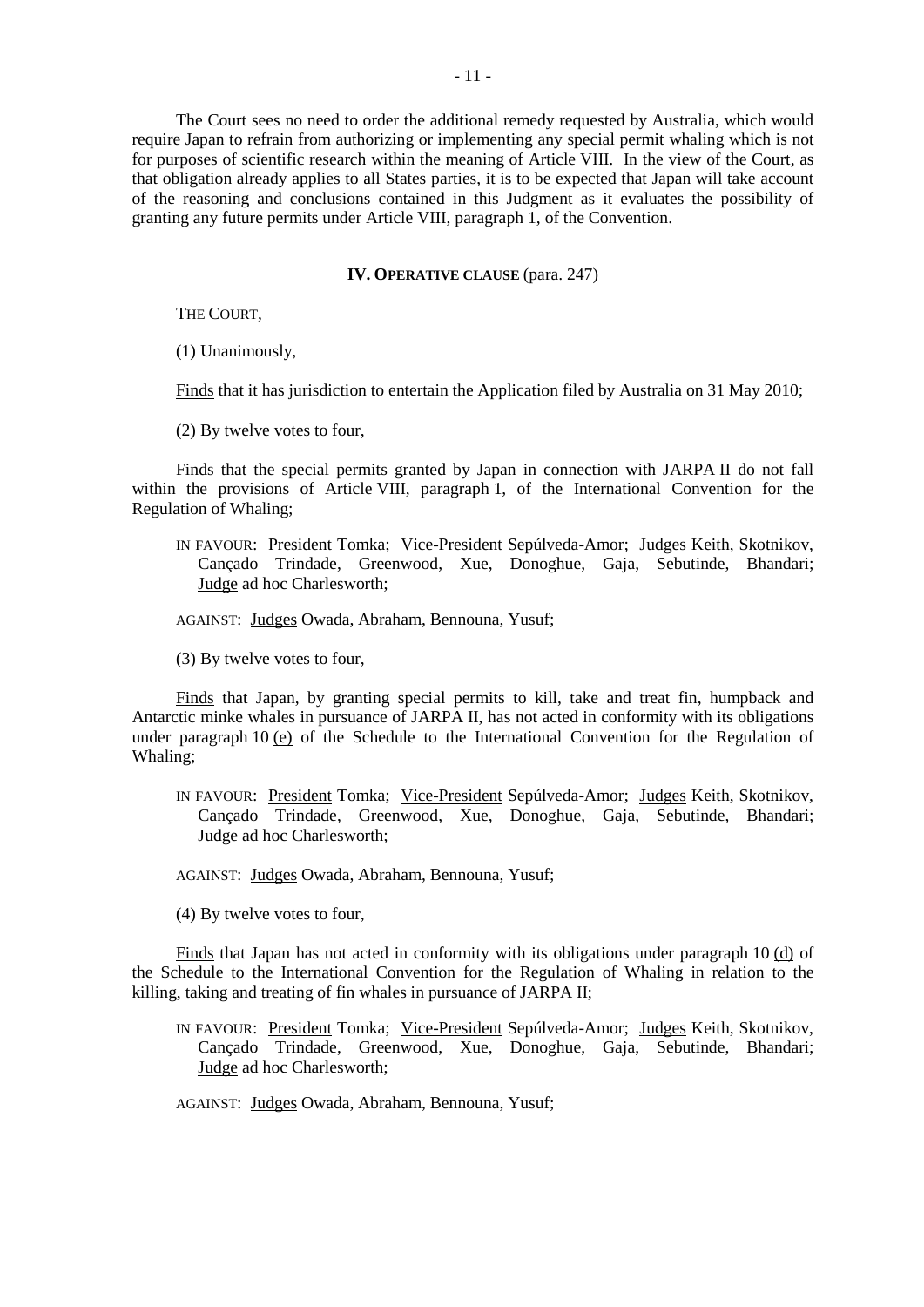The Court sees no need to order the additional remedy requested by Australia, which would require Japan to refrain from authorizing or implementing any special permit whaling which is not for purposes of scientific research within the meaning of Article VIII. In the view of the Court, as that obligation already applies to all States parties, it is to be expected that Japan will take account of the reasoning and conclusions contained in this Judgment as it evaluates the possibility of granting any future permits under Article VIII, paragraph 1, of the Convention.

## IV. OPERATIVE CLAUSE (para. 247)

THE COURT,

(1) Unanimously,

Finds that it has jurisdiction to entertain the Application filed by Australia on 31 May 2010;

(2) By twelve votes to four,

Finds that the special permits granted by Japan in connection with JARPA II do not fall within the provisions of Article VIII, paragraph 1, of the International Convention for the Regulation of Whaling;

IN FAVOUR: President Tomka; Vice-President Sepúlveda-Amor; Judges Keith, Skotnikov, Cançado Trindade, Greenwood, Xue, Donoghue, Gaja, Sebutinde, Bhandari; Judge ad hoc Charlesworth;

AGAINST: Judges Owada, Abraham, Bennouna, Yusuf;

(3) By twelve votes to four,

Finds that Japan, by granting special permits to kill, take and treat fin, humpback and Antarctic minke whales in pursuance of JARPA II, has not acted in conformity with its obligations under paragraph 10 (e) of the Schedule to the International Convention for the Regulation of Whaling;

IN FAVOUR: President Tomka; Vice-President Sepúlveda-Amor; Judges Keith, Skotnikov, Cançado Trindade, Greenwood, Xue, Donoghue, Gaja, Sebutinde, Bhandari; Judge ad hoc Charlesworth;

AGAINST: Judges Owada, Abraham, Bennouna, Yusuf;

(4) By twelve votes to four,

Finds that Japan has not acted in conformity with its obligations under paragraph 10 (d) of the Schedule to the International Convention for the Regulation of Whaling in relation to the killing, taking and treating of fin whales in pursuance of JARPA II;

IN FAVOUR: President Tomka; Vice-President Sepúlveda-Amor; Judges Keith, Skotnikov, Cançado Trindade, Greenwood, Xue, Donoghue, Gaja, Sebutinde, Bhandari; Judge ad hoc Charlesworth;

AGAINST: Judges Owada, Abraham, Bennouna, Yusuf;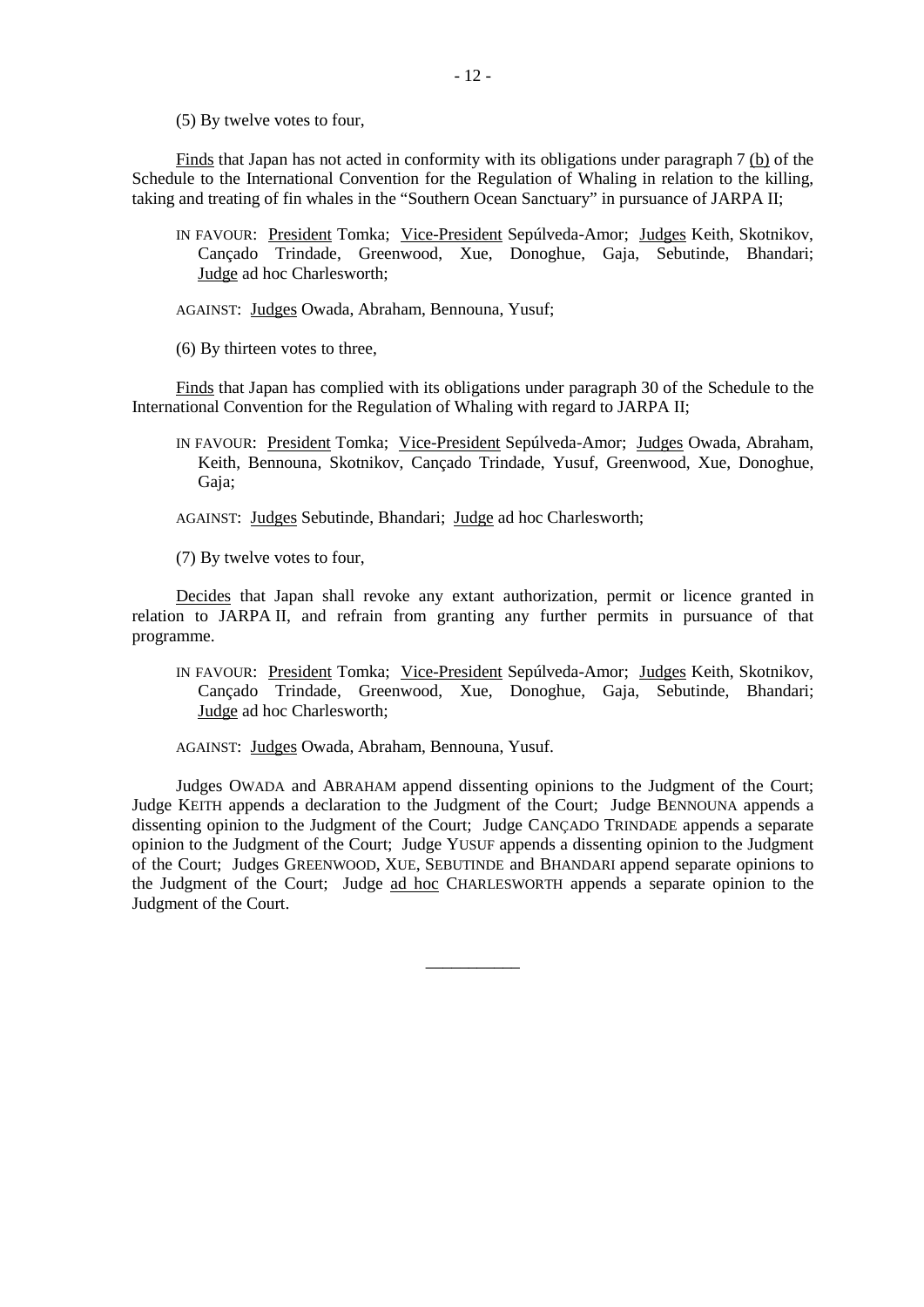(5) By twelve votes to four,

Finds that Japan has not acted in conformity with its obligations under paragraph 7 (b) of the Schedule to the International Convention for the Regulation of Whaling in relation to the killing, taking and treating of fin whales in the "Southern Ocean Sanctuary" in pursuance of JARPA II;

IN FAVOUR: President Tomka; Vice-President Sepúlveda-Amor; Judges Keith, Skotnikov, Cançado Trindade, Greenwood, Xue, Donoghue, Gaja, Sebutinde, Bhandari; Judge ad hoc Charlesworth;

AGAINST: Judges Owada, Abraham, Bennouna, Yusuf;

(6) By thirteen votes to three,

Finds that Japan has complied with its obligations under paragraph 30 of the Schedule to the International Convention for the Regulation of Whaling with regard to JARPA II;

IN FAVOUR: President Tomka; Vice-President Sepúlveda-Amor; Judges Owada, Abraham, Keith, Bennouna, Skotnikov, Cançado Trindade, Yusuf, Greenwood, Xue, Donoghue, Gaja;

AGAINST: Judges Sebutinde, Bhandari; Judge ad hoc Charlesworth;

(7) By twelve votes to four,

Decides that Japan shall revoke any extant authorization, permit or licence granted in relation to JARPA II, and refrain from granting any further permits in pursuance of that programme.

IN FAVOUR: President Tomka; Vice-President Sepúlveda-Amor; Judges Keith, Skotnikov, Cançado Trindade, Greenwood, Xue, Donoghue, Gaja, Sebutinde, Bhandari; Judge ad hoc Charlesworth;

AGAINST: Judges Owada, Abraham, Bennouna, Yusuf.

Judges OWADA and ABRAHAM append dissenting opinions to the Judgment of the Court; Judge KEITH appends a declaration to the Judgment of the Court; Judge BENNOUNA appends a dissenting opinion to the Judgment of the Court; Judge CANÇADO TRINDADE appends a separate opinion to the Judgment of the Court; Judge YUSUF appends a dissenting opinion to the Judgment of the Court; Judges GREENWOOD, XUE, SEBUTINDE and BHANDARI append separate opinions to the Judgment of the Court; Judge ad hoc CHARLESWORTH appends a separate opinion to the Judgment of the Court.

___________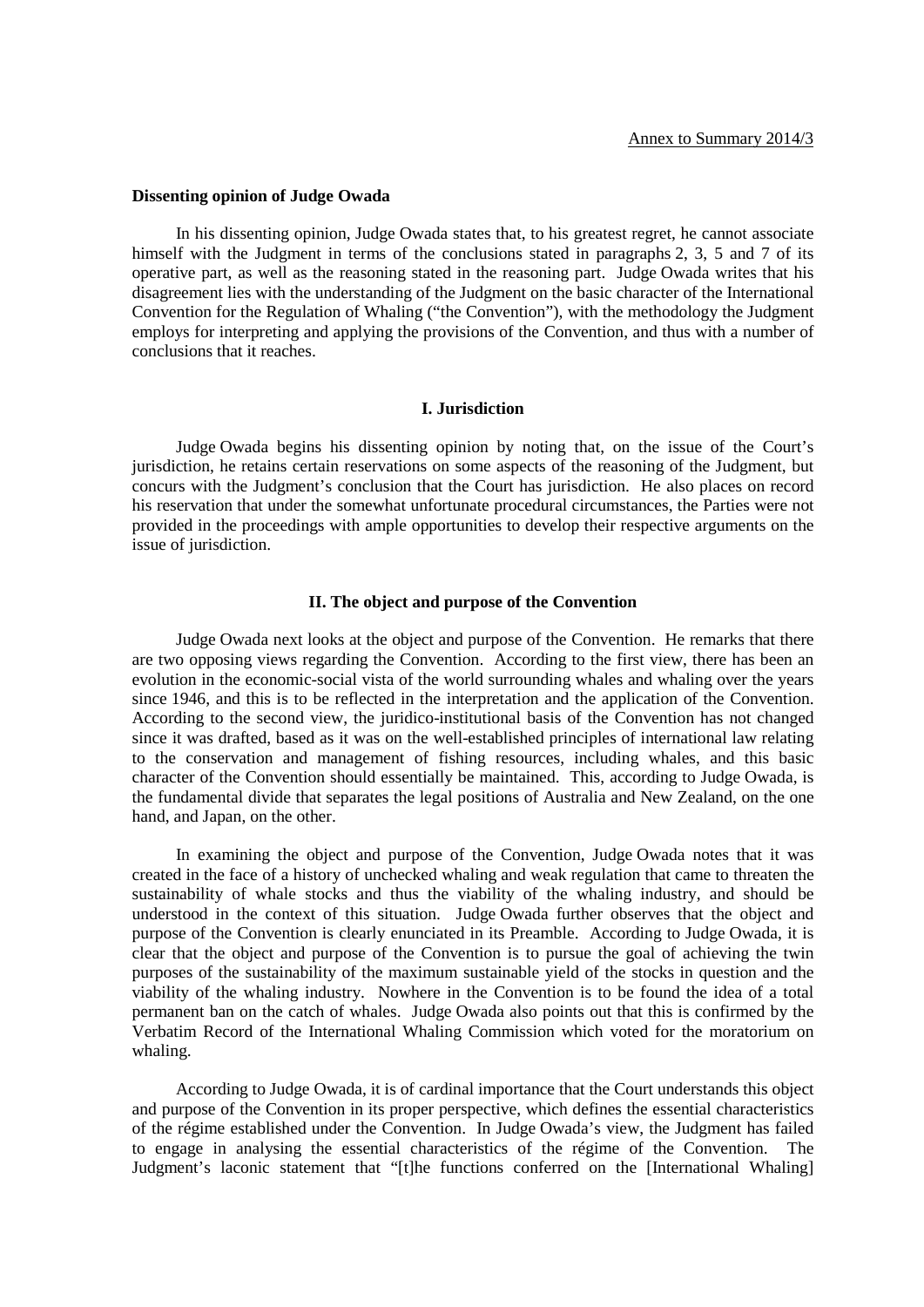Annex to Summary 2014/3

**Dissenting opinion of Judge Owada**

In his dissenting opinion, Judge Owada states that, to his greatest regret, he cannot associate himself with the Judgment in terms of the conclusions stated in paragraphs 2, 3, 5 and 7 of its operative part, as well as the reasoning stated in the reasoning part. Judge Owada writes that his disagreement lies with the understanding of the Judgment on the basic character of the International Convention for the Regulation of Whaling ("the Convention"), with the methodology the Judgment employs for interpreting and applying the provisions of the Convention, and thus with a number of conclusions that it reaches.

## I. Jurisdiction

Judge Owada begins his dissenting opinion by noting that, on the issue of the Court's jurisdiction, he retains certain reservations on some aspects of the reasoning of the Judgment, but concurs with the Judgment's conclusion that the Court has jurisdiction. He also places on record his reservation that under the somewhat unfortunate procedural circumstances, the Parties were not provided in the proceedings with ample opportunities to develop their respective arguments on the issue of jurisdiction.

## II. The object and purpose of the Convention

Judge Owada next looks at the object and purpose of the Convention. He remarks that there are two opposing views regarding the Convention. According to the first view, there has been an evolution in the economic-social vista of the world surrounding whales and whaling over the years since 1946, and this is to be reflected in the interpretation and the application of the Convention. According to the second view, the juridico-institutional basis of the Convention has not changed since it was drafted, based as it was on the well-established principles of international law relating to the conservation and management of fishing resources, including whales, and this basic character of the Convention should essentially be maintained. This, according to Judge Owada, is the fundamental divide that separates the legal positions of Australia and New Zealand, on the one hand, and Japan, on the other.

In examining the object and purpose of the Convention, Judge Owada notes that it was created in the face of a history of unchecked whaling and weak regulation that came to threaten the sustainability of whale stocks and thus the viability of the whaling industry, and should be understood in the context of this situation. Judge Owada further observes that the object and purpose of the Convention is clearly enunciated in its Preamble. According to Judge Owada, it is clear that the object and purpose of the Convention is to pursue the goal of achieving the twin purposes of the sustainability of the maximum sustainable yield of the stocks in question and the viability of the whaling industry. Nowhere in the Convention is to be found the idea of a total permanent ban on the catch of whales. Judge Owada also points out that this is confirmed by the Verbatim Record of the International Whaling Commission which voted for the moratorium on whaling.

According to Judge Owada, it is of cardinal importance that the Court understands this object and purpose of the Convention in its proper perspective, which defines the essential characteristics of the régime established under the Convention. In Judge Owada's view, the Judgment has failed to engage in analysing the essential characteristics of the régime of the Convention. The Judgment's laconic statement that "[t]he functions conferred on the [International Whaling]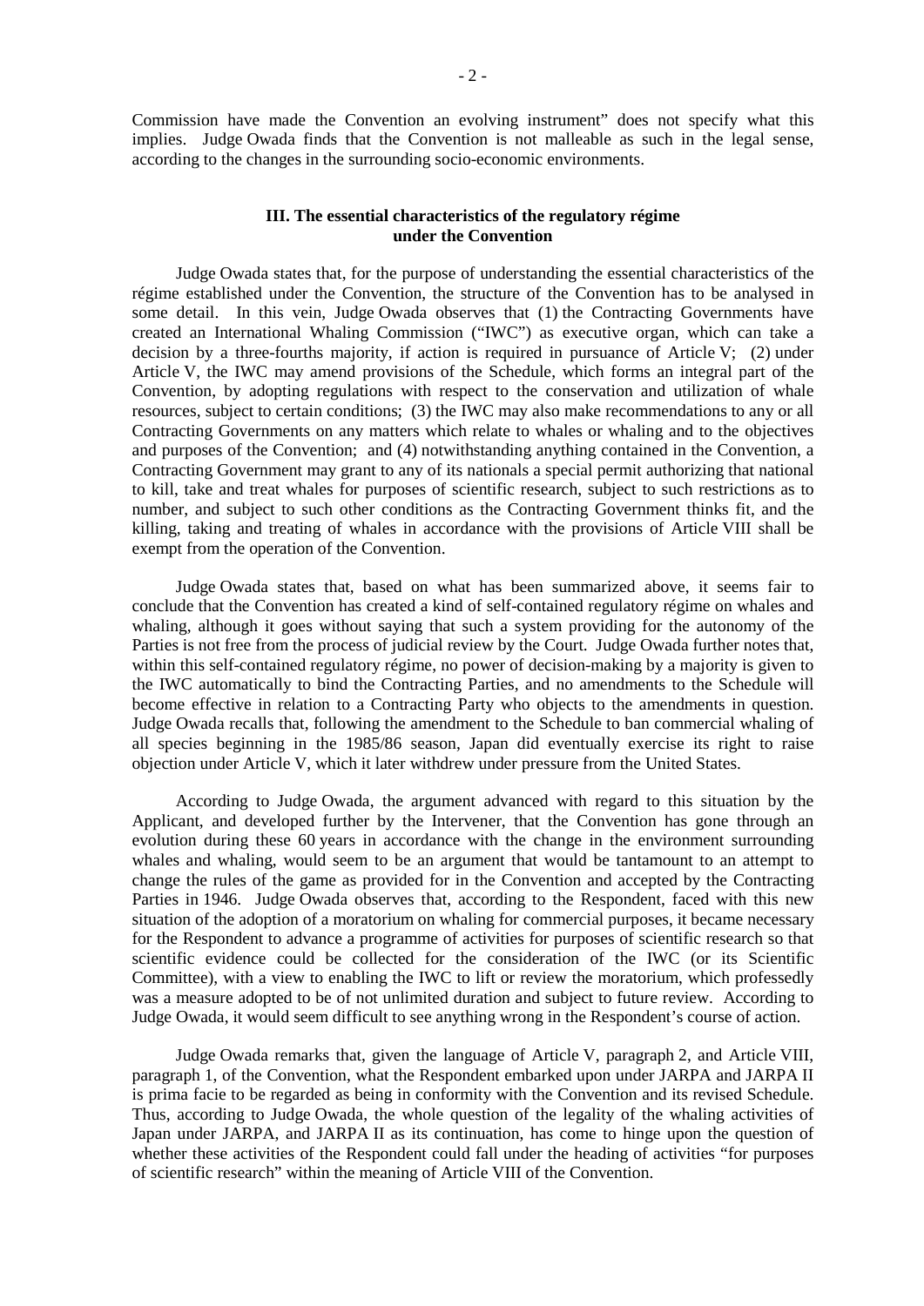Commission have made the Convention an evolving instrument" does not specify what this implies. Judge Owada finds that the Convention is not malleable as such in the legal sense, according to the changes in the surrounding socio-economic environments.

### III. The essential characteristics of the regulatory régime under the Convention

Judge Owada states that, for the purpose of understanding the essential characteristics of the régime established under the Convention, the structure of the Convention has to be analysed in some detail. In this vein, Judge Owada observes that (1) the Contracting Governments have created an International Whaling Commission ("IWC") as executive organ, which can take a decision by a three-fourths majority, if action is required in pursuance of Article V; (2) under Article V, the IWC may amend provisions of the Schedule, which forms an integral part of the Convention, by adopting regulations with respect to the conservation and utilization of whale resources, subject to certain conditions; (3) the IWC may also make recommendations to any or all Contracting Governments on any matters which relate to whales or whaling and to the objectives and purposes of the Convention; and (4) notwithstanding anything contained in the Convention, a Contracting Government may grant to any of its nationals a special permit authorizing that national to kill, take and treat whales for purposes of scientific research, subject to such restrictions as to number, and subject to such other conditions as the Contracting Government thinks fit, and the killing, taking and treating of whales in accordance with the provisions of Article VIII shall be exempt from the operation of the Convention.

Judge Owada states that, based on what has been summarized above, it seems fair to conclude that the Convention has created a kind of self-contained regulatory régime on whales and whaling, although it goes without saying that such a system providing for the autonomy of the Parties is not free from the process of judicial review by the Court. Judge Owada further notes that, within this self-contained regulatory régime, no power of decision-making by a majority is given to the IWC automatically to bind the Contracting Parties, and no amendments to the Schedule will become effective in relation to a Contracting Party who objects to the amendments in question. Judge Owada recalls that, following the amendment to the Schedule to ban commercial whaling of all species beginning in the 1985/86 season, Japan did eventually exercise its right to raise objection under Article V, which it later withdrew under pressure from the United States.

According to Judge Owada, the argument advanced with regard to this situation by the Applicant, and developed further by the Intervener, that the Convention has gone through an evolution during these 60 years in accordance with the change in the environment surrounding whales and whaling, would seem to be an argument that would be tantamount to an attempt to change the rules of the game as provided for in the Convention and accepted by the Contracting Parties in 1946. Judge Owada observes that, according to the Respondent, faced with this new situation of the adoption of a moratorium on whaling for commercial purposes, it became necessary for the Respondent to advance a programme of activities for purposes of scientific research so that scientific evidence could be collected for the consideration of the IWC (or its Scientific Committee), with a view to enabling the IWC to lift or review the moratorium, which professedly was a measure adopted to be of not unlimited duration and subject to future review. According to Judge Owada, it would seem difficult to see anything wrong in the Respondent's course of action.

Judge Owada remarks that, given the language of Article V, paragraph 2, and Article VIII, paragraph 1, of the Convention, what the Respondent embarked upon under JARPA and JARPA II is prima facie to be regarded as being in conformity with the Convention and its revised Schedule. Thus, according to Judge Owada, the whole question of the legality of the whaling activities of Japan under JARPA, and JARPA II as its continuation, has come to hinge upon the question of whether these activities of the Respondent could fall under the heading of activities "for purposes of scientific research" within the meaning of Article VIII of the Convention.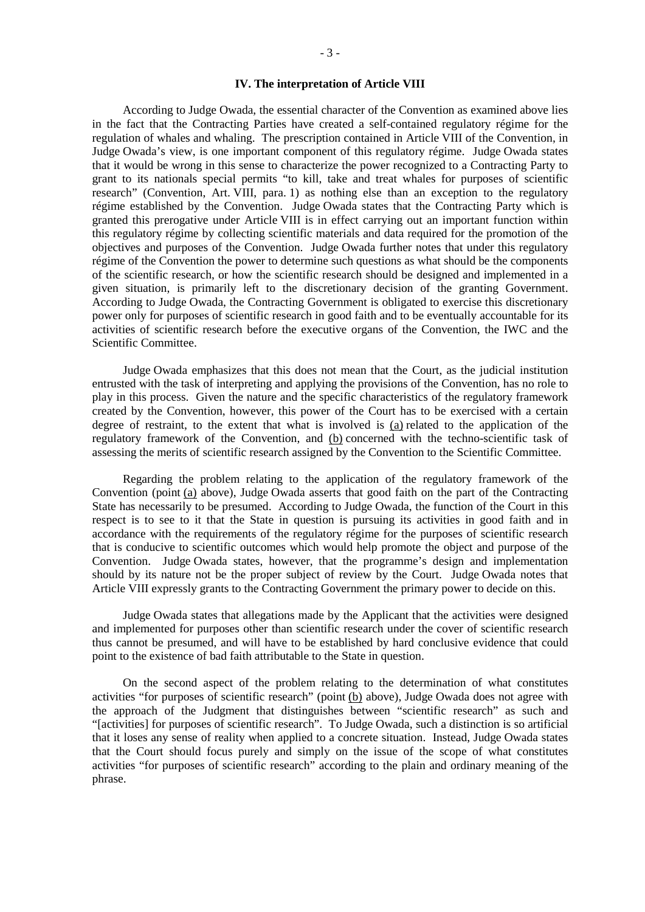## IV. The interpretation of Article VIII

According to Judge Owada, the essential character of the Convention as examined above lies in the fact that the Contracting Parties have created a self-contained regulatory régime for the regulation of whales and whaling. The prescription contained in Article VIII of the Convention, in Judge Owada's view, is one important component of this regulatory régime. Judge Owada states that it would be wrong in this sense to characterize the power recognized to a Contracting Party to grant to its nationals special permits "to kill, take and treat whales for purposes of scientific research" (Convention, Art. VIII, para. 1) as nothing else than an exception to the regulatory régime established by the Convention. Judge Owada states that the Contracting Party which is granted this prerogative under Article VIII is in effect carrying out an important function within this regulatory régime by collecting scientific materials and data required for the promotion of the objectives and purposes of the Convention. Judge Owada further notes that under this regulatory régime of the Convention the power to determine such questions as what should be the components of the scientific research, or how the scientific research should be designed and implemented in a given situation, is primarily left to the discretionary decision of the granting Government. According to Judge Owada, the Contracting Government is obligated to exercise this discretionary power only for purposes of scientific research in good faith and to be eventually accountable for its activities of scientific research before the executive organs of the Convention, the IWC and the Scientific Committee.

Judge Owada emphasizes that this does not mean that the Court, as the judicial institution entrusted with the task of interpreting and applying the provisions of the Convention, has no role to play in this process. Given the nature and the specific characteristics of the regulatory framework created by the Convention, however, this power of the Court has to be exercised with a certain degree of restraint, to the extent that what is involved is (a) related to the application of the regulatory framework of the Convention, and (b) concerned with the techno-scientific task of assessing the merits of scientific research assigned by the Convention to the Scientific Committee.

Regarding the problem relating to the application of the regulatory framework of the Convention (point (a) above), Judge Owada asserts that good faith on the part of the Contracting State has necessarily to be presumed. According to Judge Owada, the function of the Court in this respect is to see to it that the State in question is pursuing its activities in good faith and in accordance with the requirements of the regulatory régime for the purposes of scientific research that is conducive to scientific outcomes which would help promote the object and purpose of the Convention. Judge Owada states, however, that the programme's design and implementation should by its nature not be the proper subject of review by the Court. Judge Owada notes that Article VIII expressly grants to the Contracting Government the primary power to decide on this.

Judge Owada states that allegations made by the Applicant that the activities were designed and implemented for purposes other than scientific research under the cover of scientific research thus cannot be presumed, and will have to be established by hard conclusive evidence that could point to the existence of bad faith attributable to the State in question.

On the second aspect of the problem relating to the determination of what constitutes activities "for purposes of scientific research" (point (b) above), Judge Owada does not agree with the approach of the Judgment that distinguishes between "scientific research" as such and "[activities] for purposes of scientific research". To Judge Owada, such a distinction is so artificial that it loses any sense of reality when applied to a concrete situation. Instead, Judge Owada states that the Court should focus purely and simply on the issue of the scope of what constitutes activities "for purposes of scientific research" according to the plain and ordinary meaning of the phrase.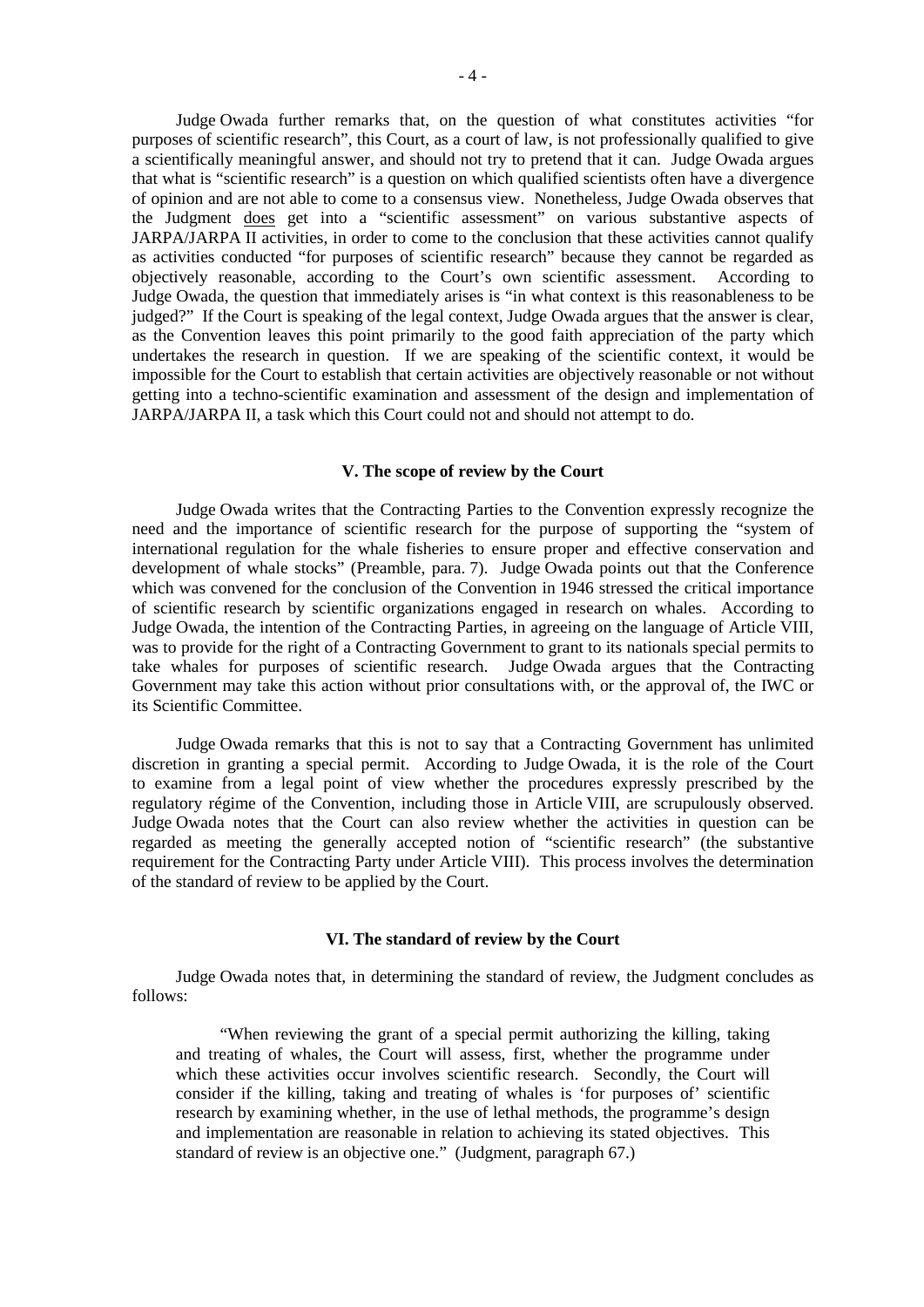Judge Owada further remarks that, on the question of what constitutes activities "for purposes of scientific research", this Court, as a court of law, is not professionally qualified to give a scientifically meaningful answer, and should not try to pretend that it can. Judge Owada argues that what is "scientific research" is a question on which qualified scientists often have a divergence of opinion and are not able to come to a consensus view. Nonetheless, Judge Owada observes that the Judgment does get into a "scientific assessment" on various substantive aspects of JARPA/JARPA II activities, in order to come to the conclusion that these activities cannot qualify as activities conducted "for purposes of scientific research" because they cannot be regarded as objectively reasonable, according to the Court's own scientific assessment. According to Judge Owada, the question that immediately arises is "in what context is this reasonableness to be judged?" If the Court is speaking of the legal context, Judge Owada argues that the answer is clear, as the Convention leaves this point primarily to the good faith appreciation of the party which undertakes the research in question. If we are speaking of the scientific context, it would be impossible for the Court to establish that certain activities are objectively reasonable or not without getting into a techno-scientific examination and assessment of the design and implementation of JARPA/JARPA II, a task which this Court could not and should not attempt to do.

## V. The scope of review by the Court

Judge Owada writes that the Contracting Parties to the Convention expressly recognize the need and the importance of scientific research for the purpose of supporting the "system of international regulation for the whale fisheries to ensure proper and effective conservation and development of whale stocks" (Preamble, para. 7). Judge Owada points out that the Conference which was convened for the conclusion of the Convention in 1946 stressed the critical importance of scientific research by scientific organizations engaged in research on whales. According to Judge Owada, the intention of the Contracting Parties, in agreeing on the language of Article VIII, was to provide for the right of a Contracting Government to grant to its nationals special permits to take whales for purposes of scientific research. Judge Owada argues that the Contracting Government may take this action without prior consultations with, or the approval of, the IWC or its Scientific Committee.

Judge Owada remarks that this is not to say that a Contracting Government has unlimited discretion in granting a special permit. According to Judge Owada, it is the role of the Court to examine from a legal point of view whether the procedures expressly prescribed by the regulatory régime of the Convention, including those in Article VIII, are scrupulously observed. Judge Owada notes that the Court can also review whether the activities in question can be regarded as meeting the generally accepted notion of "scientific research" (the substantive requirement for the Contracting Party under Article VIII). This process involves the determination of the standard of review to be applied by the Court.

## VI. The standard of review by the Court

Judge Owada notes that, in determining the standard of review, the Judgment concludes as follows:

> "When reviewing the grant of a special permit authorizing the killing, taking and treating of whales, the Court will assess, first, whether the programme under which these activities occur involves scientific research. Secondly, the Court will consider if the killing, taking and treating of whales is 'for purposes of' scientific research by examining whether, in the use of lethal methods, the programme's design and implementation are reasonable in relation to achieving its stated objectives. This standard of review is an objective one." (Judgment, paragraph 67.)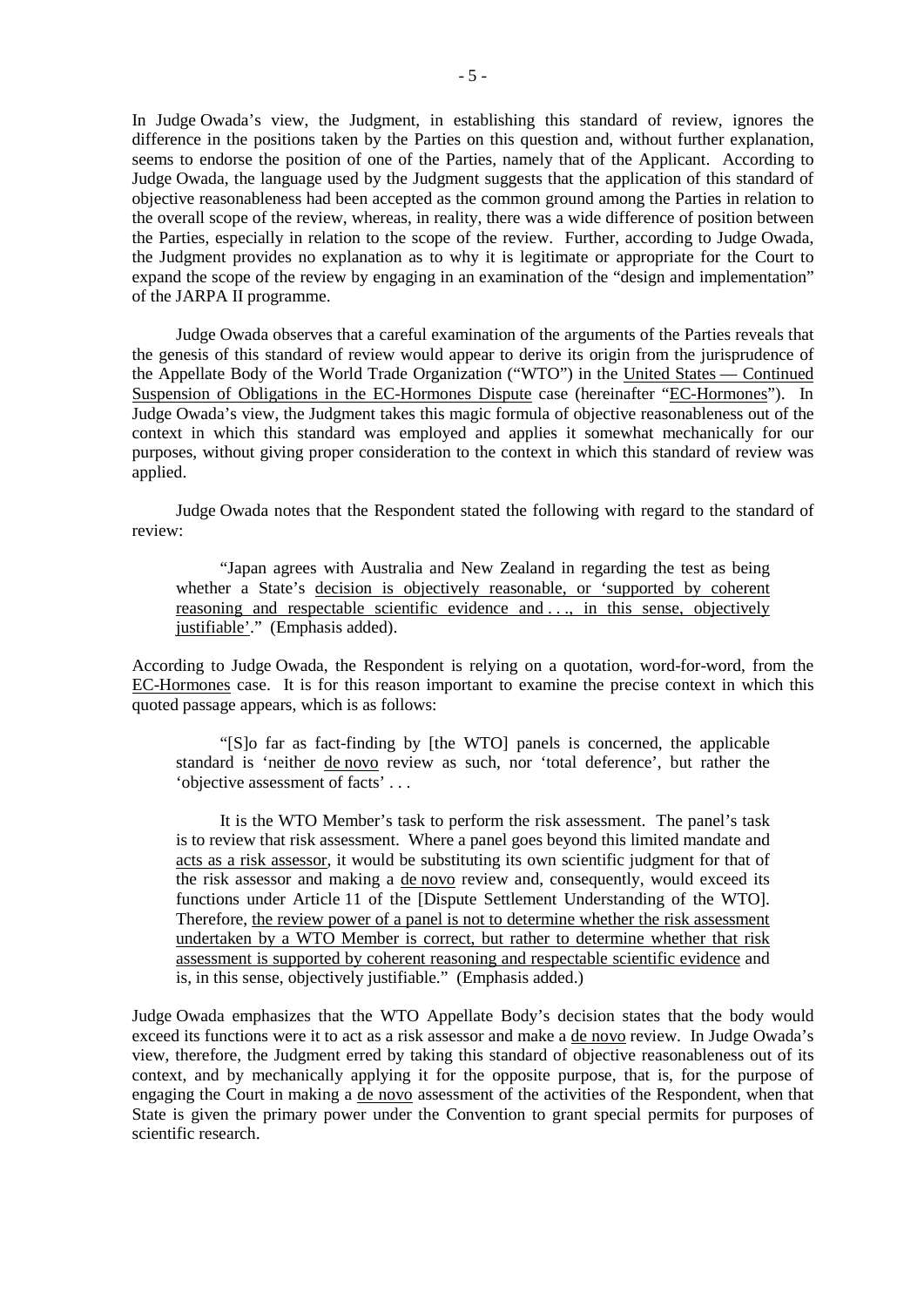In Judge Owada's view, the Judgment, in establishing this standard of review, ignores the difference in the positions taken by the Parties on this question and, without further explanation, seems to endorse the position of one of the Parties, namely that of the Applicant. According to Judge Owada, the language used by the Judgment suggests that the application of this standard of objective reasonableness had been accepted as the common ground among the Parties in relation to the overall scope of the review, whereas, in reality, there was a wide difference of position between the Parties, especially in relation to the scope of the review. Further, according to Judge Owada, the Judgment provides no explanation as to why it is legitimate or appropriate for the Court to expand the scope of the review by engaging in an examination of the "design and implementation" of the JARPA II programme.

Judge Owada observes that a careful examination of the arguments of the Parties reveals that the genesis of this standard of review would appear to derive its origin from the jurisprudence of the Appellate Body of the World Trade Organization ("WTO") in the United States — Continued Suspension of Obligations in the EC-Hormones Dispute case (hereinafter "EC-Hormones"). In Judge Owada's view, the Judgment takes this magic formula of objective reasonableness out of the context in which this standard was employed and applies it somewhat mechanically for our purposes, without giving proper consideration to the context in which this standard of review was applied.

Judge Owada notes that the Respondent stated the following with regard to the standard of review:

> "Japan agrees with Australia and New Zealand in regarding the test as being whether a State's decision is objectively reasonable, or 'supported by coherent reasoning and respectable scientific evidence and . . ., in this sense, objectively justifiable'." (Emphasis added).

According to Judge Owada, the Respondent is relying on a quotation, word-for-word, from the EC-Hormones case. It is for this reason important to examine the precise context in which this quoted passage appears, which is as follows:

> "[S]o far as fact-finding by [the WTO] panels is concerned, the applicable standard is 'neither de novo review as such, nor 'total deference', but rather the 'objective assessment of facts' . . .
>
> It is the WTO Member's task to perform the risk assessment. The panel's task is to review that risk assessment. Where a panel goes beyond this limited mandate and acts as a risk assessor, it would be substituting its own scientific judgment for that of the risk assessor and making a de novo review and, consequently, would exceed its functions under Article 11 of the [Dispute Settlement Understanding of the WTO]. Therefore, the review power of a panel is not to determine whether the risk assessment undertaken by a WTO Member is correct, but rather to determine whether that risk assessment is supported by coherent reasoning and respectable scientific evidence and is, in this sense, objectively justifiable." (Emphasis added.)

Judge Owada emphasizes that the WTO Appellate Body's decision states that the body would exceed its functions were it to act as a risk assessor and make a de novo review. In Judge Owada's view, therefore, the Judgment erred by taking this standard of objective reasonableness out of its context, and by mechanically applying it for the opposite purpose, that is, for the purpose of engaging the Court in making a de novo assessment of the activities of the Respondent, when that State is given the primary power under the Convention to grant special permits for purposes of scientific research.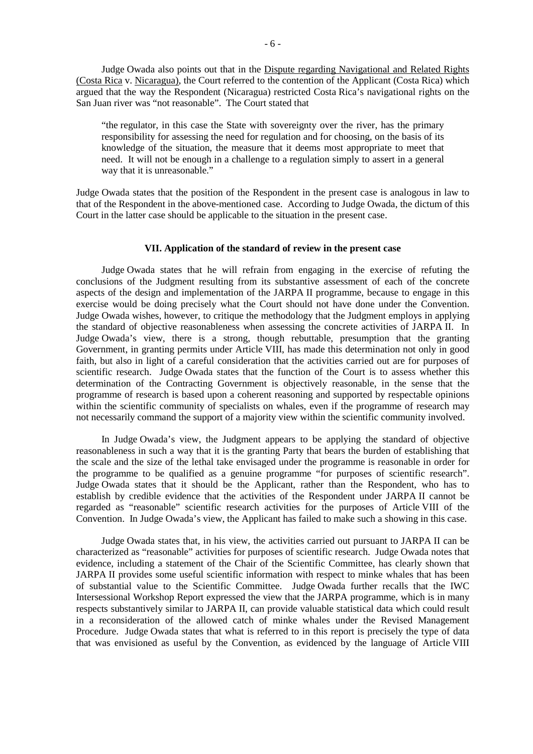Judge Owada also points out that in the Dispute regarding Navigational and Related Rights (Costa Rica v. Nicaragua), the Court referred to the contention of the Applicant (Costa Rica) which argued that the way the Respondent (Nicaragua) restricted Costa Rica's navigational rights on the San Juan river was "not reasonable". The Court stated that

> "the regulator, in this case the State with sovereignty over the river, has the primary responsibility for assessing the need for regulation and for choosing, on the basis of its knowledge of the situation, the measure that it deems most appropriate to meet that need. It will not be enough in a challenge to a regulation simply to assert in a general way that it is unreasonable."

Judge Owada states that the position of the Respondent in the present case is analogous in law to that of the Respondent in the above-mentioned case. According to Judge Owada, the dictum of this Court in the latter case should be applicable to the situation in the present case.

### VII. Application of the standard of review in the present case

Judge Owada states that he will refrain from engaging in the exercise of refuting the conclusions of the Judgment resulting from its substantive assessment of each of the concrete aspects of the design and implementation of the JARPA II programme, because to engage in this exercise would be doing precisely what the Court should not have done under the Convention. Judge Owada wishes, however, to critique the methodology that the Judgment employs in applying the standard of objective reasonableness when assessing the concrete activities of JARPA II. In Judge Owada's view, there is a strong, though rebuttable, presumption that the granting Government, in granting permits under Article VIII, has made this determination not only in good faith, but also in light of a careful consideration that the activities carried out are for purposes of scientific research. Judge Owada states that the function of the Court is to assess whether this determination of the Contracting Government is objectively reasonable, in the sense that the programme of research is based upon a coherent reasoning and supported by respectable opinions within the scientific community of specialists on whales, even if the programme of research may not necessarily command the support of a majority view within the scientific community involved.

In Judge Owada's view, the Judgment appears to be applying the standard of objective reasonableness in such a way that it is the granting Party that bears the burden of establishing that the scale and the size of the lethal take envisaged under the programme is reasonable in order for the programme to be qualified as a genuine programme "for purposes of scientific research". Judge Owada states that it should be the Applicant, rather than the Respondent, who has to establish by credible evidence that the activities of the Respondent under JARPA II cannot be regarded as "reasonable" scientific research activities for the purposes of Article VIII of the Convention. In Judge Owada's view, the Applicant has failed to make such a showing in this case.

Judge Owada states that, in his view, the activities carried out pursuant to JARPA II can be characterized as "reasonable" activities for purposes of scientific research. Judge Owada notes that evidence, including a statement of the Chair of the Scientific Committee, has clearly shown that JARPA II provides some useful scientific information with respect to minke whales that has been of substantial value to the Scientific Committee. Judge Owada further recalls that the IWC Intersessional Workshop Report expressed the view that the JARPA programme, which is in many respects substantively similar to JARPA II, can provide valuable statistical data which could result in a reconsideration of the allowed catch of minke whales under the Revised Management Procedure. Judge Owada states that what is referred to in this report is precisely the type of data that was envisioned as useful by the Convention, as evidenced by the language of Article VIII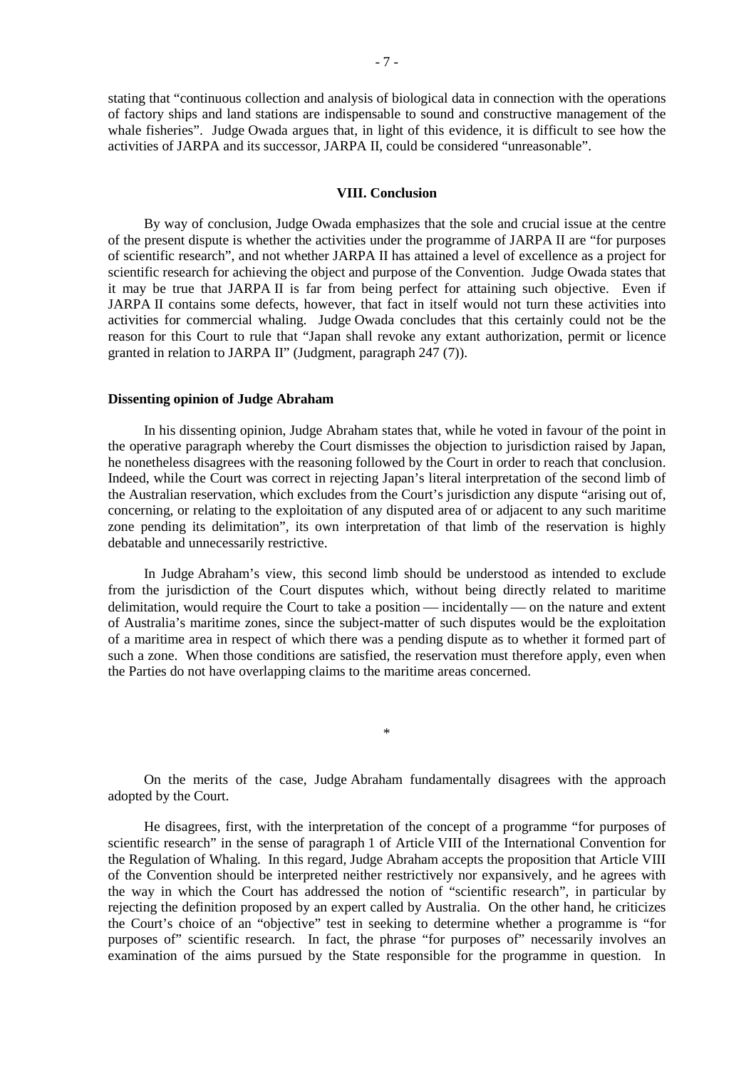stating that "continuous collection and analysis of biological data in connection with the operations of factory ships and land stations are indispensable to sound and constructive management of the whale fisheries". Judge Owada argues that, in light of this evidence, it is difficult to see how the activities of JARPA and its successor, JARPA II, could be considered "unreasonable".

### VIII. Conclusion

By way of conclusion, Judge Owada emphasizes that the sole and crucial issue at the centre of the present dispute is whether the activities under the programme of JARPA II are "for purposes of scientific research", and not whether JARPA II has attained a level of excellence as a project for scientific research for achieving the object and purpose of the Convention. Judge Owada states that it may be true that JARPA II is far from being perfect for attaining such objective. Even if JARPA II contains some defects, however, that fact in itself would not turn these activities into activities for commercial whaling. Judge Owada concludes that this certainly could not be the reason for this Court to rule that "Japan shall revoke any extant authorization, permit or licence granted in relation to JARPA II" (Judgment, paragraph 247 (7)).

## Dissenting opinion of Judge Abraham

In his dissenting opinion, Judge Abraham states that, while he voted in favour of the point in the operative paragraph whereby the Court dismisses the objection to jurisdiction raised by Japan, he nonetheless disagrees with the reasoning followed by the Court in order to reach that conclusion. Indeed, while the Court was correct in rejecting Japan's literal interpretation of the second limb of the Australian reservation, which excludes from the Court's jurisdiction any dispute "arising out of, concerning, or relating to the exploitation of any disputed area of or adjacent to any such maritime zone pending its delimitation", its own interpretation of that limb of the reservation is highly debatable and unnecessarily restrictive.

In Judge Abraham's view, this second limb should be understood as intended to exclude from the jurisdiction of the Court disputes which, without being directly related to maritime delimitation, would require the Court to take a position — incidentally — on the nature and extent of Australia's maritime zones, since the subject-matter of such disputes would be the exploitation of a maritime area in respect of which there was a pending dispute as to whether it formed part of such a zone. When those conditions are satisfied, the reservation must therefore apply, even when the Parties do not have overlapping claims to the maritime areas concerned.

*

On the merits of the case, Judge Abraham fundamentally disagrees with the approach adopted by the Court.

He disagrees, first, with the interpretation of the concept of a programme "for purposes of scientific research" in the sense of paragraph 1 of Article VIII of the International Convention for the Regulation of Whaling. In this regard, Judge Abraham accepts the proposition that Article VIII of the Convention should be interpreted neither restrictively nor expansively, and he agrees with the way in which the Court has addressed the notion of "scientific research", in particular by rejecting the definition proposed by an expert called by Australia. On the other hand, he criticizes the Court's choice of an "objective" test in seeking to determine whether a programme is "for purposes of" scientific research. In fact, the phrase "for purposes of" necessarily involves an examination of the aims pursued by the State responsible for the programme in question. In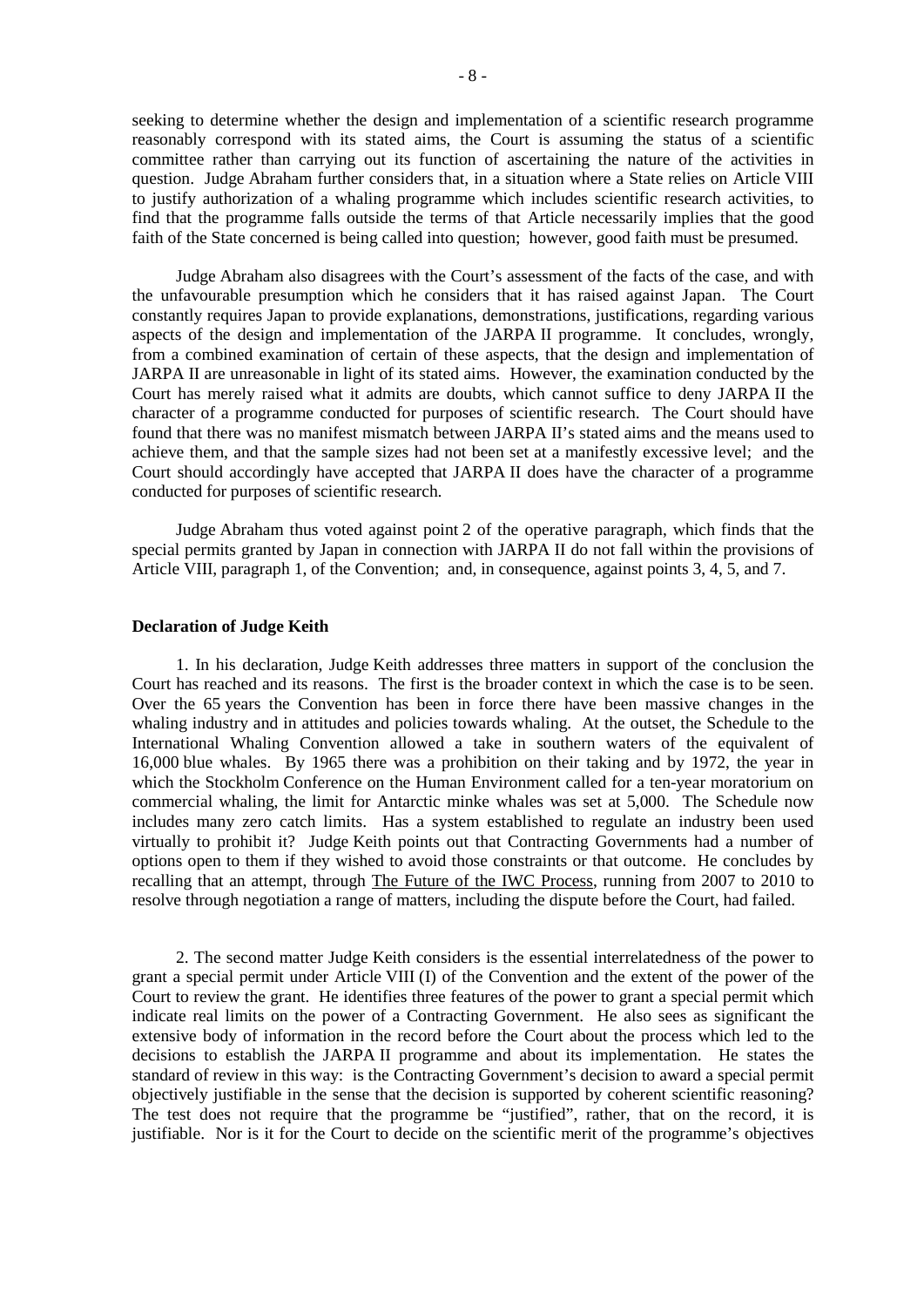seeking to determine whether the design and implementation of a scientific research programme reasonably correspond with its stated aims, the Court is assuming the status of a scientific committee rather than carrying out its function of ascertaining the nature of the activities in question. Judge Abraham further considers that, in a situation where a State relies on Article VIII to justify authorization of a whaling programme which includes scientific research activities, to find that the programme falls outside the terms of that Article necessarily implies that the good faith of the State concerned is being called into question; however, good faith must be presumed.

Judge Abraham also disagrees with the Court's assessment of the facts of the case, and with the unfavourable presumption which he considers that it has raised against Japan. The Court constantly requires Japan to provide explanations, demonstrations, justifications, regarding various aspects of the design and implementation of the JARPA II programme. It concludes, wrongly, from a combined examination of certain of these aspects, that the design and implementation of JARPA II are unreasonable in light of its stated aims. However, the examination conducted by the Court has merely raised what it admits are doubts, which cannot suffice to deny JARPA II the character of a programme conducted for purposes of scientific research. The Court should have found that there was no manifest mismatch between JARPA II's stated aims and the means used to achieve them, and that the sample sizes had not been set at a manifestly excessive level; and the Court should accordingly have accepted that JARPA II does have the character of a programme conducted for purposes of scientific research.

Judge Abraham thus voted against point 2 of the operative paragraph, which finds that the special permits granted by Japan in connection with JARPA II do not fall within the provisions of Article VIII, paragraph 1, of the Convention; and, in consequence, against points 3, 4, 5, and 7.

**Declaration of Judge Keith**

1. In his declaration, Judge Keith addresses three matters in support of the conclusion the Court has reached and its reasons. The first is the broader context in which the case is to be seen. Over the 65 years the Convention has been in force there have been massive changes in the whaling industry and in attitudes and policies towards whaling. At the outset, the Schedule to the International Whaling Convention allowed a take in southern waters of the equivalent of 16,000 blue whales. By 1965 there was a prohibition on their taking and by 1972, the year in which the Stockholm Conference on the Human Environment called for a ten-year moratorium on commercial whaling, the limit for Antarctic minke whales was set at 5,000. The Schedule now includes many zero catch limits. Has a system established to regulate an industry been used virtually to prohibit it? Judge Keith points out that Contracting Governments had a number of options open to them if they wished to avoid those constraints or that outcome. He concludes by recalling that an attempt, through The Future of the IWC Process, running from 2007 to 2010 to resolve through negotiation a range of matters, including the dispute before the Court, had failed.

2. The second matter Judge Keith considers is the essential interrelatedness of the power to grant a special permit under Article VIII (I) of the Convention and the extent of the power of the Court to review the grant. He identifies three features of the power to grant a special permit which indicate real limits on the power of a Contracting Government. He also sees as significant the extensive body of information in the record before the Court about the process which led to the decisions to establish the JARPA II programme and about its implementation. He states the standard of review in this way: is the Contracting Government's decision to award a special permit objectively justifiable in the sense that the decision is supported by coherent scientific reasoning? The test does not require that the programme be "justified", rather, that on the record, it is justifiable. Nor is it for the Court to decide on the scientific merit of the programme's objectives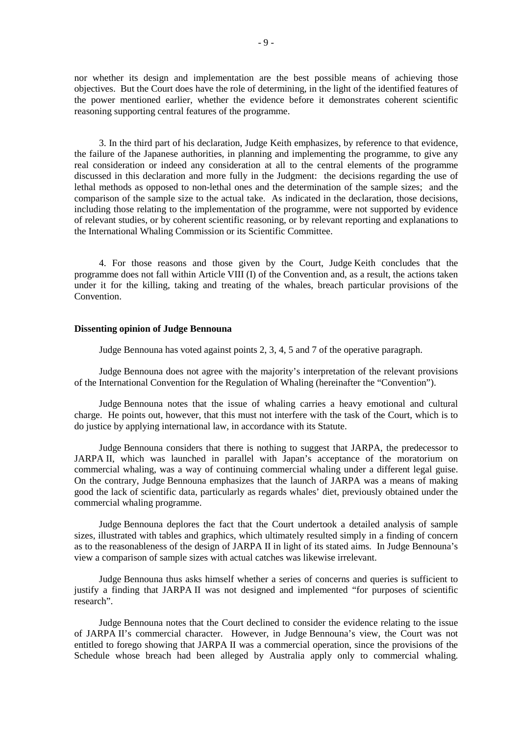nor whether its design and implementation are the best possible means of achieving those objectives. But the Court does have the role of determining, in the light of the identified features of the power mentioned earlier, whether the evidence before it demonstrates coherent scientific reasoning supporting central features of the programme.

3. In the third part of his declaration, Judge Keith emphasizes, by reference to that evidence, the failure of the Japanese authorities, in planning and implementing the programme, to give any real consideration or indeed any consideration at all to the central elements of the programme discussed in this declaration and more fully in the Judgment: the decisions regarding the use of lethal methods as opposed to non-lethal ones and the determination of the sample sizes; and the comparison of the sample size to the actual take. As indicated in the declaration, those decisions, including those relating to the implementation of the programme, were not supported by evidence of relevant studies, or by coherent scientific reasoning, or by relevant reporting and explanations to the International Whaling Commission or its Scientific Committee.

4. For those reasons and those given by the Court, Judge Keith concludes that the programme does not fall within Article VIII (I) of the Convention and, as a result, the actions taken under it for the killing, taking and treating of the whales, breach particular provisions of the Convention.

**Dissenting opinion of Judge Bennouna**

Judge Bennouna has voted against points 2, 3, 4, 5 and 7 of the operative paragraph.

Judge Bennouna does not agree with the majority's interpretation of the relevant provisions of the International Convention for the Regulation of Whaling (hereinafter the "Convention").

Judge Bennouna notes that the issue of whaling carries a heavy emotional and cultural charge. He points out, however, that this must not interfere with the task of the Court, which is to do justice by applying international law, in accordance with its Statute.

Judge Bennouna considers that there is nothing to suggest that JARPA, the predecessor to JARPA II, which was launched in parallel with Japan's acceptance of the moratorium on commercial whaling, was a way of continuing commercial whaling under a different legal guise. On the contrary, Judge Bennouna emphasizes that the launch of JARPA was a means of making good the lack of scientific data, particularly as regards whales' diet, previously obtained under the commercial whaling programme.

Judge Bennouna deplores the fact that the Court undertook a detailed analysis of sample sizes, illustrated with tables and graphics, which ultimately resulted simply in a finding of concern as to the reasonableness of the design of JARPA II in light of its stated aims. In Judge Bennouna's view a comparison of sample sizes with actual catches was likewise irrelevant.

Judge Bennouna thus asks himself whether a series of concerns and queries is sufficient to justify a finding that JARPA II was not designed and implemented "for purposes of scientific research".

Judge Bennouna notes that the Court declined to consider the evidence relating to the issue of JARPA II's commercial character. However, in Judge Bennouna's view, the Court was not entitled to forego showing that JARPA II was a commercial operation, since the provisions of the Schedule whose breach had been alleged by Australia apply only to commercial whaling.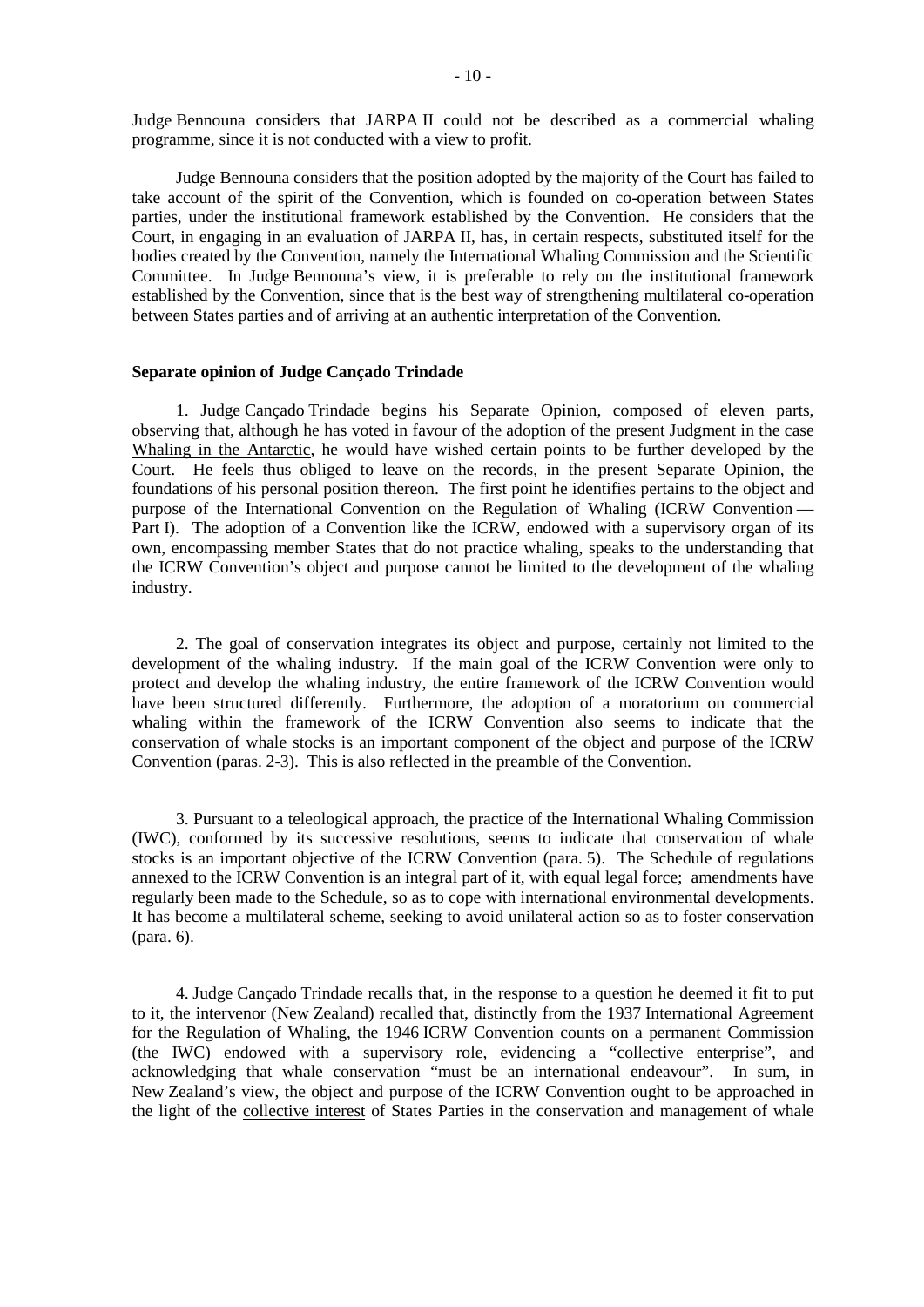Judge Bennouna considers that JARPA II could not be described as a commercial whaling programme, since it is not conducted with a view to profit.

Judge Bennouna considers that the position adopted by the majority of the Court has failed to take account of the spirit of the Convention, which is founded on co-operation between States parties, under the institutional framework established by the Convention. He considers that the Court, in engaging in an evaluation of JARPA II, has, in certain respects, substituted itself for the bodies created by the Convention, namely the International Whaling Commission and the Scientific Committee. In Judge Bennouna's view, it is preferable to rely on the institutional framework established by the Convention, since that is the best way of strengthening multilateral co-operation between States parties and of arriving at an authentic interpretation of the Convention.

**Separate opinion of Judge Cançado Trindade**

1. Judge Cançado Trindade begins his Separate Opinion, composed of eleven parts, observing that, although he has voted in favour of the adoption of the present Judgment in the case Whaling in the Antarctic, he would have wished certain points to be further developed by the Court. He feels thus obliged to leave on the records, in the present Separate Opinion, the foundations of his personal position thereon. The first point he identifies pertains to the object and purpose of the International Convention on the Regulation of Whaling (ICRW Convention — Part I). The adoption of a Convention like the ICRW, endowed with a supervisory organ of its own, encompassing member States that do not practice whaling, speaks to the understanding that the ICRW Convention's object and purpose cannot be limited to the development of the whaling industry.

2. The goal of conservation integrates its object and purpose, certainly not limited to the development of the whaling industry. If the main goal of the ICRW Convention were only to protect and develop the whaling industry, the entire framework of the ICRW Convention would have been structured differently. Furthermore, the adoption of a moratorium on commercial whaling within the framework of the ICRW Convention also seems to indicate that the conservation of whale stocks is an important component of the object and purpose of the ICRW Convention (paras. 2-3). This is also reflected in the preamble of the Convention.

3. Pursuant to a teleological approach, the practice of the International Whaling Commission (IWC), conformed by its successive resolutions, seems to indicate that conservation of whale stocks is an important objective of the ICRW Convention (para. 5). The Schedule of regulations annexed to the ICRW Convention is an integral part of it, with equal legal force; amendments have regularly been made to the Schedule, so as to cope with international environmental developments. It has become a multilateral scheme, seeking to avoid unilateral action so as to foster conservation (para. 6).

4. Judge Cançado Trindade recalls that, in the response to a question he deemed it fit to put to it, the intervenor (New Zealand) recalled that, distinctly from the 1937 International Agreement for the Regulation of Whaling, the 1946 ICRW Convention counts on a permanent Commission (the IWC) endowed with a supervisory role, evidencing a "collective enterprise", and acknowledging that whale conservation "must be an international endeavour". In sum, in New Zealand's view, the object and purpose of the ICRW Convention ought to be approached in the light of the collective interest of States Parties in the conservation and management of whale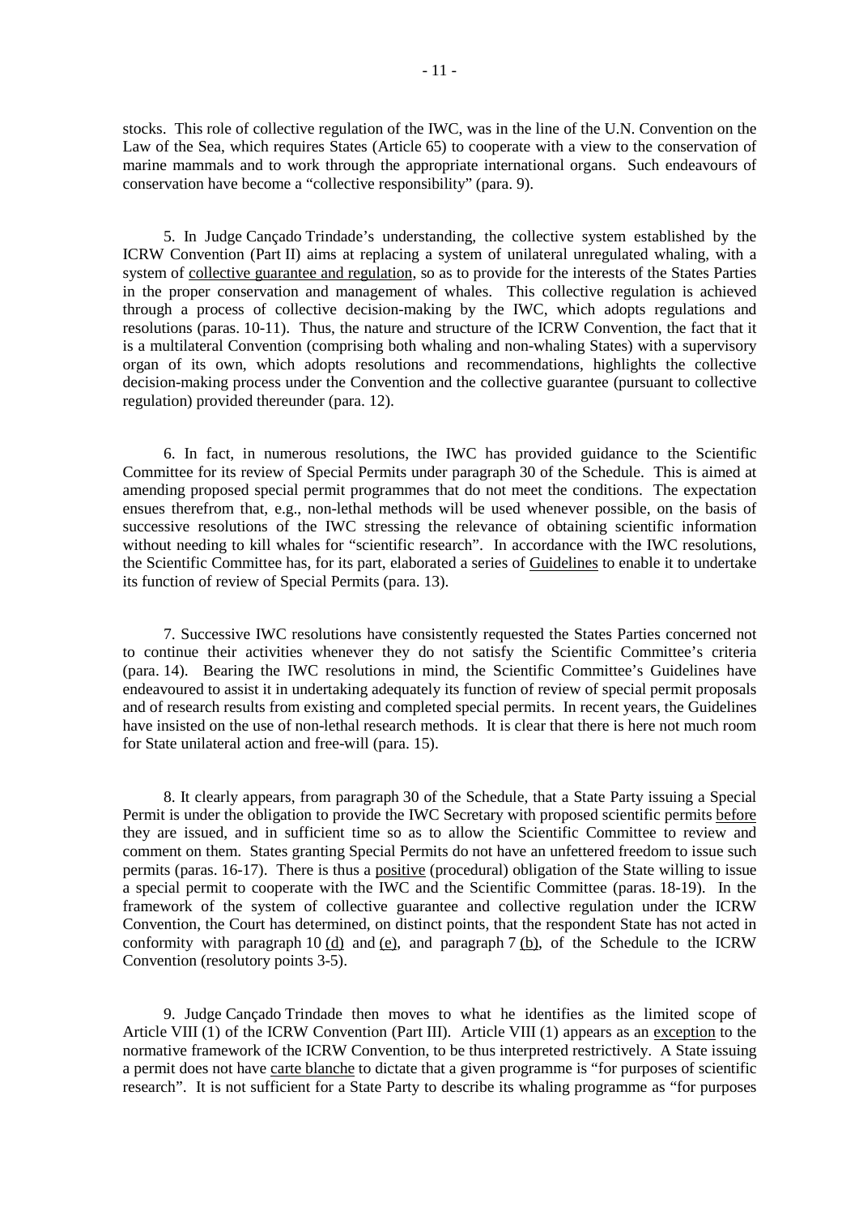stocks. This role of collective regulation of the IWC, was in the line of the U.N. Convention on the Law of the Sea, which requires States (Article 65) to cooperate with a view to the conservation of marine mammals and to work through the appropriate international organs. Such endeavours of conservation have become a "collective responsibility" (para. 9).

5. In Judge Cançado Trindade's understanding, the collective system established by the ICRW Convention (Part II) aims at replacing a system of unilateral unregulated whaling, with a system of collective guarantee and regulation, so as to provide for the interests of the States Parties in the proper conservation and management of whales. This collective regulation is achieved through a process of collective decision-making by the IWC, which adopts regulations and resolutions (paras. 10-11). Thus, the nature and structure of the ICRW Convention, the fact that it is a multilateral Convention (comprising both whaling and non-whaling States) with a supervisory organ of its own, which adopts resolutions and recommendations, highlights the collective decision-making process under the Convention and the collective guarantee (pursuant to collective regulation) provided thereunder (para. 12).

6. In fact, in numerous resolutions, the IWC has provided guidance to the Scientific Committee for its review of Special Permits under paragraph 30 of the Schedule. This is aimed at amending proposed special permit programmes that do not meet the conditions. The expectation ensues therefrom that, e.g., non-lethal methods will be used whenever possible, on the basis of successive resolutions of the IWC stressing the relevance of obtaining scientific information without needing to kill whales for "scientific research". In accordance with the IWC resolutions, the Scientific Committee has, for its part, elaborated a series of Guidelines to enable it to undertake its function of review of Special Permits (para. 13).

7. Successive IWC resolutions have consistently requested the States Parties concerned not to continue their activities whenever they do not satisfy the Scientific Committee's criteria (para. 14). Bearing the IWC resolutions in mind, the Scientific Committee's Guidelines have endeavoured to assist it in undertaking adequately its function of review of special permit proposals and of research results from existing and completed special permits. In recent years, the Guidelines have insisted on the use of non-lethal research methods. It is clear that there is here not much room for State unilateral action and free-will (para. 15).

8. It clearly appears, from paragraph 30 of the Schedule, that a State Party issuing a Special Permit is under the obligation to provide the IWC Secretary with proposed scientific permits before they are issued, and in sufficient time so as to allow the Scientific Committee to review and comment on them. States granting Special Permits do not have an unfettered freedom to issue such permits (paras. 16-17). There is thus a positive (procedural) obligation of the State willing to issue a special permit to cooperate with the IWC and the Scientific Committee (paras. 18-19). In the framework of the system of collective guarantee and collective regulation under the ICRW Convention, the Court has determined, on distinct points, that the respondent State has not acted in conformity with paragraph 10 (d) and (e), and paragraph 7 (b), of the Schedule to the ICRW Convention (resolutory points 3-5).

9. Judge Cançado Trindade then moves to what he identifies as the limited scope of Article VIII (1) of the ICRW Convention (Part III). Article VIII (1) appears as an exception to the normative framework of the ICRW Convention, to be thus interpreted restrictively. A State issuing a permit does not have carte blanche to dictate that a given programme is "for purposes of scientific research". It is not sufficient for a State Party to describe its whaling programme as "for purposes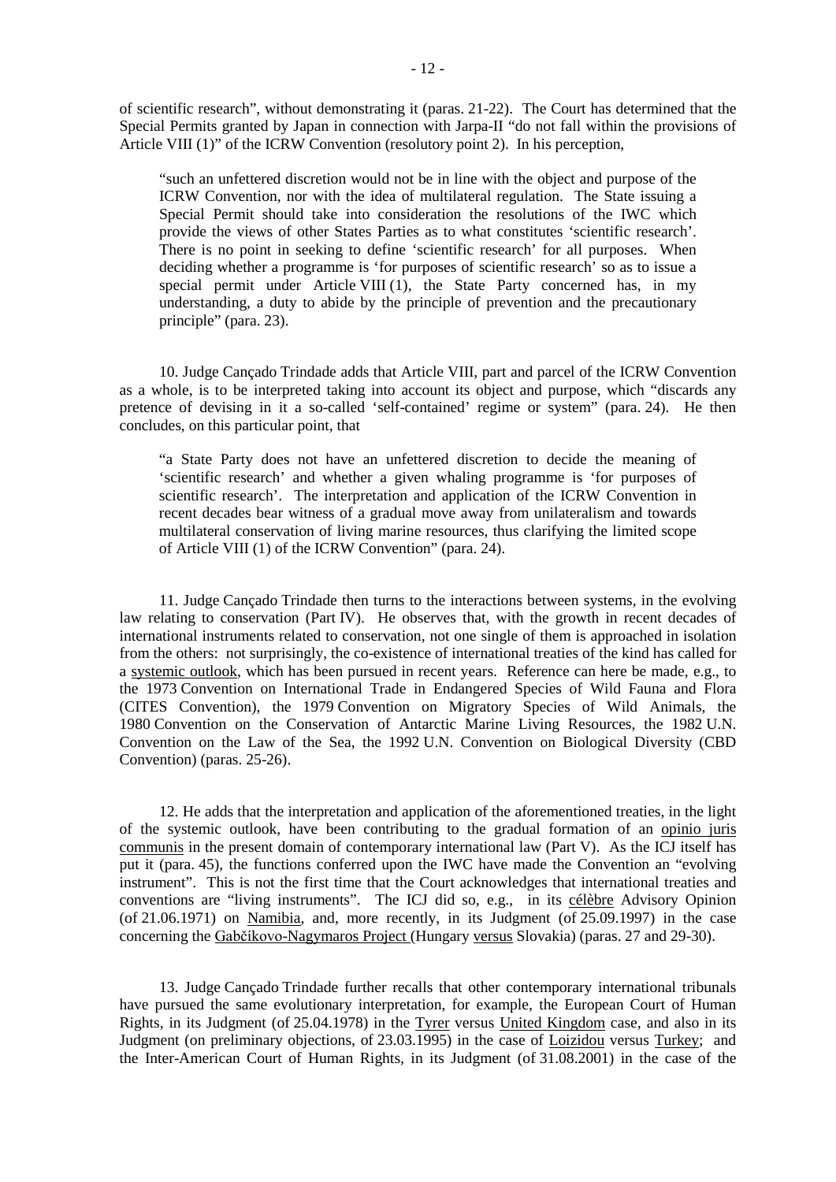of scientific research", without demonstrating it (paras. 21-22). The Court has determined that the Special Permits granted by Japan in connection with Jarpa-II "do not fall within the provisions of Article VIII (1)" of the ICRW Convention (resolutory point 2). In his perception,

> "such an unfettered discretion would not be in line with the object and purpose of the ICRW Convention, nor with the idea of multilateral regulation. The State issuing a Special Permit should take into consideration the resolutions of the IWC which provide the views of other States Parties as to what constitutes 'scientific research'. There is no point in seeking to define 'scientific research' for all purposes. When deciding whether a programme is 'for purposes of scientific research' so as to issue a special permit under Article VIII (1), the State Party concerned has, in my understanding, a duty to abide by the principle of prevention and the precautionary principle" (para. 23).

10. Judge Cançado Trindade adds that Article VIII, part and parcel of the ICRW Convention as a whole, is to be interpreted taking into account its object and purpose, which "discards any pretence of devising in it a so-called 'self-contained' regime or system" (para. 24). He then concludes, on this particular point, that

> "a State Party does not have an unfettered discretion to decide the meaning of 'scientific research' and whether a given whaling programme is 'for purposes of scientific research'. The interpretation and application of the ICRW Convention in recent decades bear witness of a gradual move away from unilateralism and towards multilateral conservation of living marine resources, thus clarifying the limited scope of Article VIII (1) of the ICRW Convention" (para. 24).

11. Judge Cançado Trindade then turns to the interactions between systems, in the evolving law relating to conservation (Part IV). He observes that, with the growth in recent decades of international instruments related to conservation, not one single of them is approached in isolation from the others: not surprisingly, the co-existence of international treaties of the kind has called for a systemic outlook, which has been pursued in recent years. Reference can here be made, e.g., to the 1973 Convention on International Trade in Endangered Species of Wild Fauna and Flora (CITES Convention), the 1979 Convention on Migratory Species of Wild Animals, the 1980 Convention on the Conservation of Antarctic Marine Living Resources, the 1982 U.N. Convention on the Law of the Sea, the 1992 U.N. Convention on Biological Diversity (CBD Convention) (paras. 25-26).

12. He adds that the interpretation and application of the aforementioned treaties, in the light of the systemic outlook, have been contributing to the gradual formation of an opinio juris communis in the present domain of contemporary international law (Part V). As the ICJ itself has put it (para. 45), the functions conferred upon the IWC have made the Convention an "evolving instrument". This is not the first time that the Court acknowledges that international treaties and conventions are "living instruments". The ICJ did so, e.g., in its célèbre Advisory Opinion (of 21.06.1971) on Namibia, and, more recently, in its Judgment (of 25.09.1997) in the case concerning the Gabčíkovo-Nagymaros Project (Hungary versus Slovakia) (paras. 27 and 29-30).

13. Judge Cançado Trindade further recalls that other contemporary international tribunals have pursued the same evolutionary interpretation, for example, the European Court of Human Rights, in its Judgment (of 25.04.1978) in the Tyrer versus United Kingdom case, and also in its Judgment (on preliminary objections, of 23.03.1995) in the case of Loizidou versus Turkey; and the Inter-American Court of Human Rights, in its Judgment (of 31.08.2001) in the case of the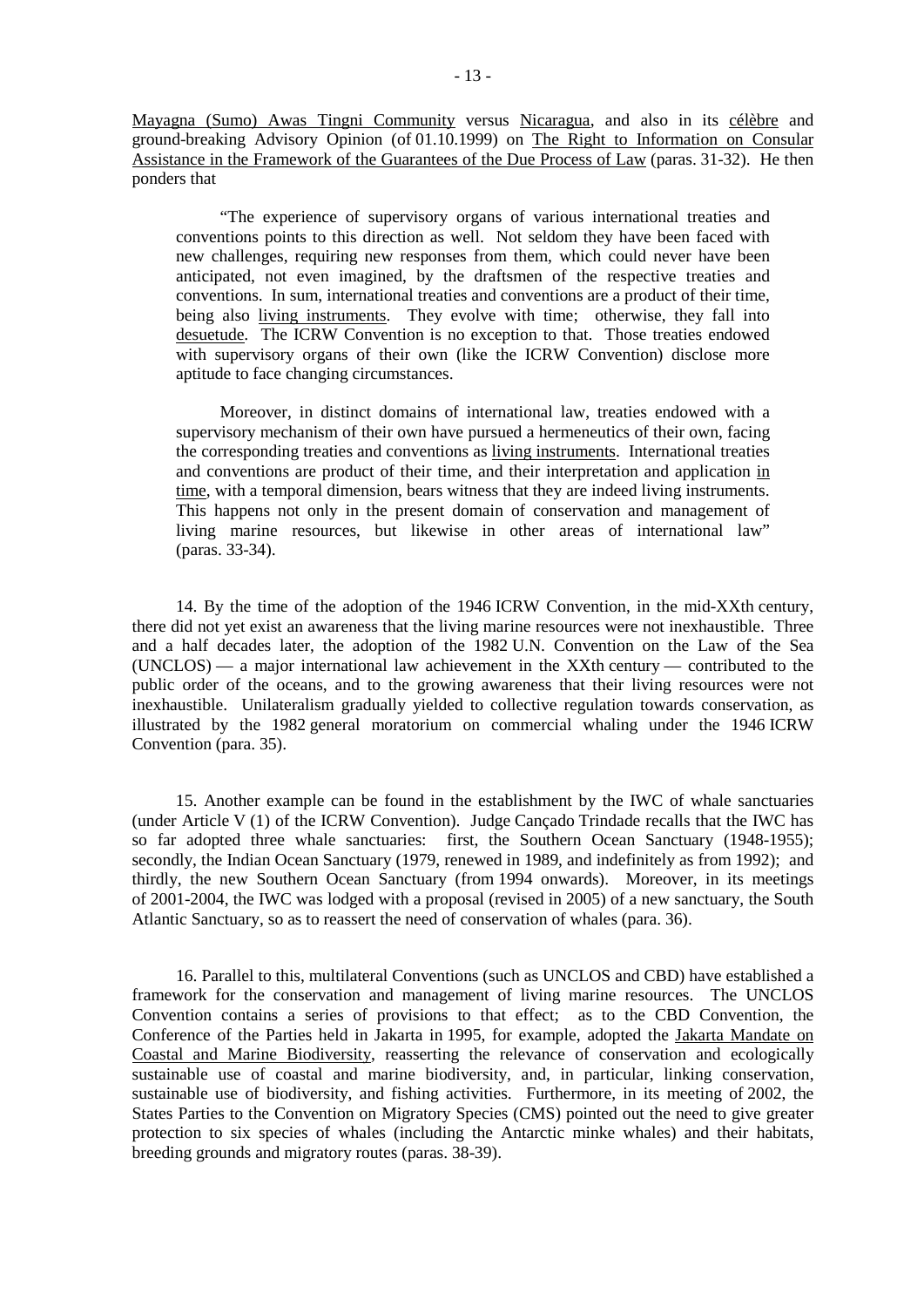Mayagna (Sumo) Awas Tingni Community versus Nicaragua, and also in its célèbre and ground-breaking Advisory Opinion (of 01.10.1999) on The Right to Information on Consular Assistance in the Framework of the Guarantees of the Due Process of Law (paras. 31-32). He then ponders that

> "The experience of supervisory organs of various international treaties and conventions points to this direction as well. Not seldom they have been faced with new challenges, requiring new responses from them, which could never have been anticipated, not even imagined, by the draftsmen of the respective treaties and conventions. In sum, international treaties and conventions are a product of their time, being also living instruments. They evolve with time; otherwise, they fall into desuetude. The ICRW Convention is no exception to that. Those treaties endowed with supervisory organs of their own (like the ICRW Convention) disclose more aptitude to face changing circumstances.
>
> Moreover, in distinct domains of international law, treaties endowed with a supervisory mechanism of their own have pursued a hermeneutics of their own, facing the corresponding treaties and conventions as living instruments. International treaties and conventions are product of their time, and their interpretation and application in time, with a temporal dimension, bears witness that they are indeed living instruments. This happens not only in the present domain of conservation and management of living marine resources, but likewise in other areas of international law" (paras. 33-34).

14. By the time of the adoption of the 1946 ICRW Convention, in the mid-XXth century, there did not yet exist an awareness that the living marine resources were not inexhaustible. Three and a half decades later, the adoption of the 1982 U.N. Convention on the Law of the Sea (UNCLOS) — a major international law achievement in the XXth century — contributed to the public order of the oceans, and to the growing awareness that their living resources were not inexhaustible. Unilateralism gradually yielded to collective regulation towards conservation, as illustrated by the 1982 general moratorium on commercial whaling under the 1946 ICRW Convention (para. 35).

15. Another example can be found in the establishment by the IWC of whale sanctuaries (under Article V (1) of the ICRW Convention). Judge Cançado Trindade recalls that the IWC has so far adopted three whale sanctuaries: first, the Southern Ocean Sanctuary (1948-1955); secondly, the Indian Ocean Sanctuary (1979, renewed in 1989, and indefinitely as from 1992); and thirdly, the new Southern Ocean Sanctuary (from 1994 onwards). Moreover, in its meetings of 2001-2004, the IWC was lodged with a proposal (revised in 2005) of a new sanctuary, the South Atlantic Sanctuary, so as to reassert the need of conservation of whales (para. 36).

16. Parallel to this, multilateral Conventions (such as UNCLOS and CBD) have established a framework for the conservation and management of living marine resources. The UNCLOS Convention contains a series of provisions to that effect; as to the CBD Convention, the Conference of the Parties held in Jakarta in 1995, for example, adopted the Jakarta Mandate on Coastal and Marine Biodiversity, reasserting the relevance of conservation and ecologically sustainable use of coastal and marine biodiversity, and, in particular, linking conservation, sustainable use of biodiversity, and fishing activities. Furthermore, in its meeting of 2002, the States Parties to the Convention on Migratory Species (CMS) pointed out the need to give greater protection to six species of whales (including the Antarctic minke whales) and their habitats, breeding grounds and migratory routes (paras. 38-39).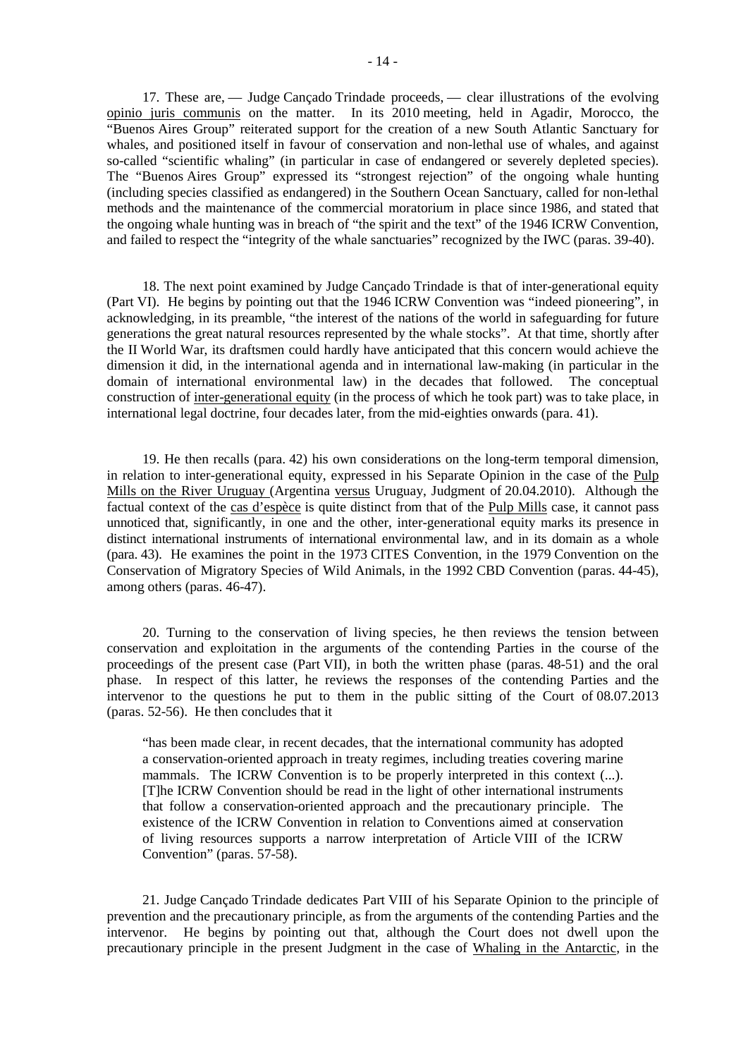17. These are, — Judge Cançado Trindade proceeds, — clear illustrations of the evolving opinio juris communis on the matter. In its 2010 meeting, held in Agadir, Morocco, the "Buenos Aires Group" reiterated support for the creation of a new South Atlantic Sanctuary for whales, and positioned itself in favour of conservation and non-lethal use of whales, and against so-called "scientific whaling" (in particular in case of endangered or severely depleted species). The "Buenos Aires Group" expressed its "strongest rejection" of the ongoing whale hunting (including species classified as endangered) in the Southern Ocean Sanctuary, called for non-lethal methods and the maintenance of the commercial moratorium in place since 1986, and stated that the ongoing whale hunting was in breach of "the spirit and the text" of the 1946 ICRW Convention, and failed to respect the "integrity of the whale sanctuaries" recognized by the IWC (paras. 39-40).

18. The next point examined by Judge Cançado Trindade is that of inter-generational equity (Part VI). He begins by pointing out that the 1946 ICRW Convention was "indeed pioneering", in acknowledging, in its preamble, "the interest of the nations of the world in safeguarding for future generations the great natural resources represented by the whale stocks". At that time, shortly after the II World War, its draftsmen could hardly have anticipated that this concern would achieve the dimension it did, in the international agenda and in international law-making (in particular in the domain of international environmental law) in the decades that followed. The conceptual construction of inter-generational equity (in the process of which he took part) was to take place, in international legal doctrine, four decades later, from the mid-eighties onwards (para. 41).

19. He then recalls (para. 42) his own considerations on the long-term temporal dimension, in relation to inter-generational equity, expressed in his Separate Opinion in the case of the Pulp Mills on the River Uruguay (Argentina versus Uruguay, Judgment of 20.04.2010). Although the factual context of the cas d'espèce is quite distinct from that of the Pulp Mills case, it cannot pass unnoticed that, significantly, in one and the other, inter-generational equity marks its presence in distinct international instruments of international environmental law, and in its domain as a whole (para. 43). He examines the point in the 1973 CITES Convention, in the 1979 Convention on the Conservation of Migratory Species of Wild Animals, in the 1992 CBD Convention (paras. 44-45), among others (paras. 46-47).

20. Turning to the conservation of living species, he then reviews the tension between conservation and exploitation in the arguments of the contending Parties in the course of the proceedings of the present case (Part VII), in both the written phase (paras. 48-51) and the oral phase. In respect of this latter, he reviews the responses of the contending Parties and the intervenor to the questions he put to them in the public sitting of the Court of 08.07.2013 (paras. 52-56). He then concludes that it

> "has been made clear, in recent decades, that the international community has adopted a conservation-oriented approach in treaty regimes, including treaties covering marine mammals. The ICRW Convention is to be properly interpreted in this context (...). [T]he ICRW Convention should be read in the light of other international instruments that follow a conservation-oriented approach and the precautionary principle. The existence of the ICRW Convention in relation to Conventions aimed at conservation of living resources supports a narrow interpretation of Article VIII of the ICRW Convention" (paras. 57-58).

21. Judge Cançado Trindade dedicates Part VIII of his Separate Opinion to the principle of prevention and the precautionary principle, as from the arguments of the contending Parties and the intervenor. He begins by pointing out that, although the Court does not dwell upon the precautionary principle in the present Judgment in the case of Whaling in the Antarctic, in the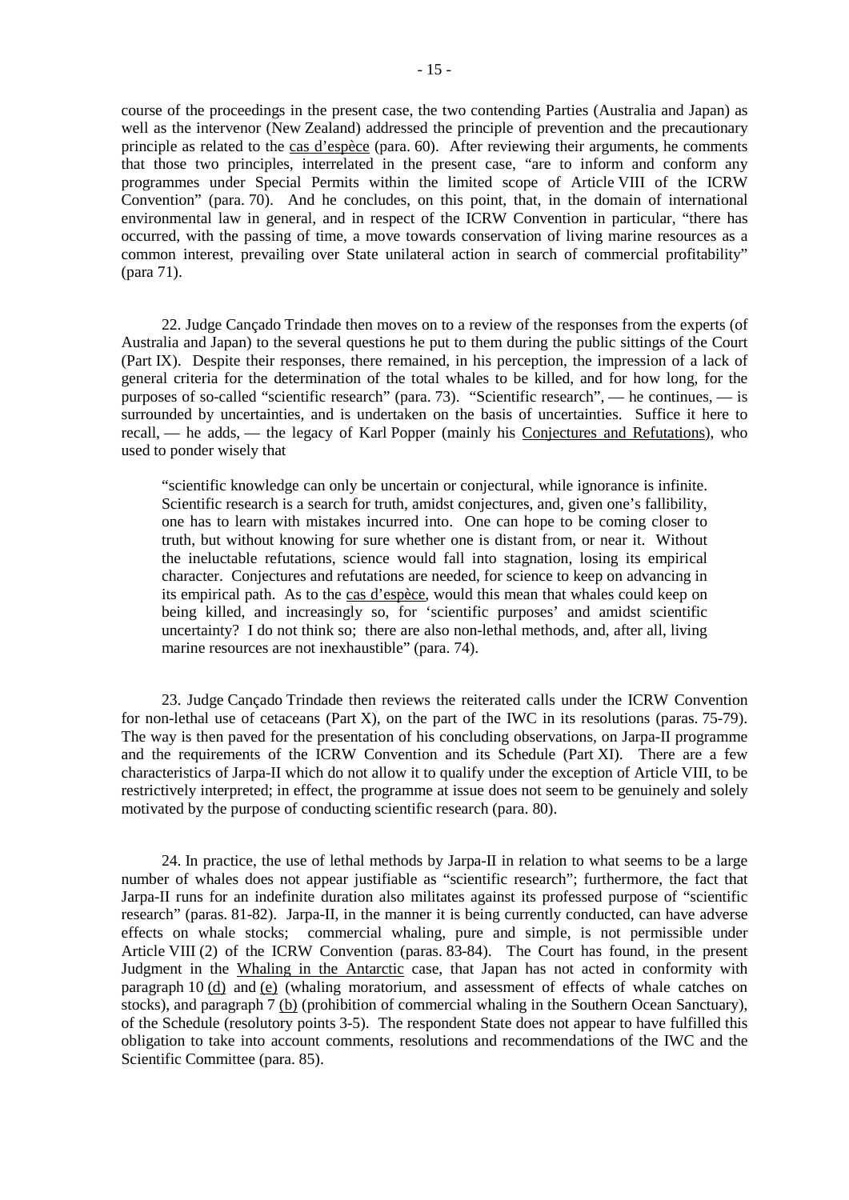course of the proceedings in the present case, the two contending Parties (Australia and Japan) as well as the intervenor (New Zealand) addressed the principle of prevention and the precautionary principle as related to the cas d'espèce (para. 60). After reviewing their arguments, he comments that those two principles, interrelated in the present case, "are to inform and conform any programmes under Special Permits within the limited scope of Article VIII of the ICRW Convention" (para. 70). And he concludes, on this point, that, in the domain of international environmental law in general, and in respect of the ICRW Convention in particular, "there has occurred, with the passing of time, a move towards conservation of living marine resources as a common interest, prevailing over State unilateral action in search of commercial profitability" (para 71).

22. Judge Cançado Trindade then moves on to a review of the responses from the experts (of Australia and Japan) to the several questions he put to them during the public sittings of the Court (Part IX). Despite their responses, there remained, in his perception, the impression of a lack of general criteria for the determination of the total whales to be killed, and for how long, for the purposes of so-called "scientific research" (para. 73). "Scientific research", — he continues, — is surrounded by uncertainties, and is undertaken on the basis of uncertainties. Suffice it here to recall, — he adds, — the legacy of Karl Popper (mainly his Conjectures and Refutations), who used to ponder wisely that

> "scientific knowledge can only be uncertain or conjectural, while ignorance is infinite. Scientific research is a search for truth, amidst conjectures, and, given one's fallibility, one has to learn with mistakes incurred into. One can hope to be coming closer to truth, but without knowing for sure whether one is distant from, or near it. Without the ineluctable refutations, science would fall into stagnation, losing its empirical character. Conjectures and refutations are needed, for science to keep on advancing in its empirical path. As to the cas d'espèce, would this mean that whales could keep on being killed, and increasingly so, for 'scientific purposes' and amidst scientific uncertainty? I do not think so; there are also non-lethal methods, and, after all, living marine resources are not inexhaustible" (para. 74).

23. Judge Cançado Trindade then reviews the reiterated calls under the ICRW Convention for non-lethal use of cetaceans (Part X), on the part of the IWC in its resolutions (paras. 75-79). The way is then paved for the presentation of his concluding observations, on Jarpa-II programme and the requirements of the ICRW Convention and its Schedule (Part XI). There are a few characteristics of Jarpa-II which do not allow it to qualify under the exception of Article VIII, to be restrictively interpreted; in effect, the programme at issue does not seem to be genuinely and solely motivated by the purpose of conducting scientific research (para. 80).

24. In practice, the use of lethal methods by Jarpa-II in relation to what seems to be a large number of whales does not appear justifiable as "scientific research"; furthermore, the fact that Jarpa-II runs for an indefinite duration also militates against its professed purpose of "scientific research" (paras. 81-82). Jarpa-II, in the manner it is being currently conducted, can have adverse effects on whale stocks; commercial whaling, pure and simple, is not permissible under Article VIII (2) of the ICRW Convention (paras. 83-84). The Court has found, in the present Judgment in the Whaling in the Antarctic case, that Japan has not acted in conformity with paragraph 10 (d) and (e) (whaling moratorium, and assessment of effects of whale catches on stocks), and paragraph 7 (b) (prohibition of commercial whaling in the Southern Ocean Sanctuary), of the Schedule (resolutory points 3-5). The respondent State does not appear to have fulfilled this obligation to take into account comments, resolutions and recommendations of the IWC and the Scientific Committee (para. 85).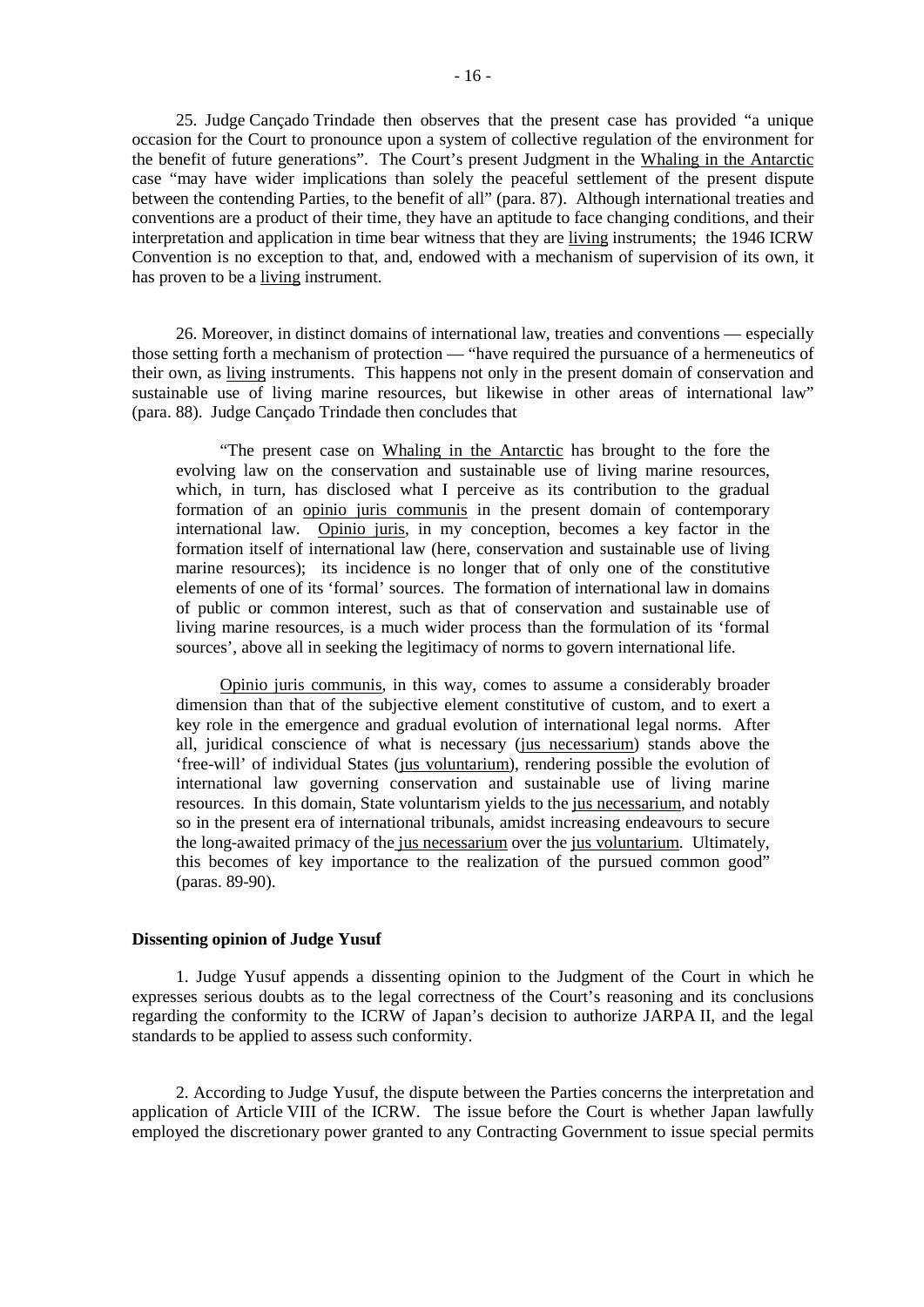25. Judge Cançado Trindade then observes that the present case has provided "a unique occasion for the Court to pronounce upon a system of collective regulation of the environment for the benefit of future generations". The Court's present Judgment in the Whaling in the Antarctic case "may have wider implications than solely the peaceful settlement of the present dispute between the contending Parties, to the benefit of all" (para. 87). Although international treaties and conventions are a product of their time, they have an aptitude to face changing conditions, and their interpretation and application in time bear witness that they are living instruments; the 1946 ICRW Convention is no exception to that, and, endowed with a mechanism of supervision of its own, it has proven to be a living instrument.

26. Moreover, in distinct domains of international law, treaties and conventions — especially those setting forth a mechanism of protection — "have required the pursuance of a hermeneutics of their own, as living instruments. This happens not only in the present domain of conservation and sustainable use of living marine resources, but likewise in other areas of international law" (para. 88). Judge Cançado Trindade then concludes that

> "The present case on Whaling in the Antarctic has brought to the fore the evolving law on the conservation and sustainable use of living marine resources, which, in turn, has disclosed what I perceive as its contribution to the gradual formation of an opinio juris communis in the present domain of contemporary international law. Opinio juris, in my conception, becomes a key factor in the formation itself of international law (here, conservation and sustainable use of living marine resources); its incidence is no longer that of only one of the constitutive elements of one of its 'formal' sources. The formation of international law in domains of public or common interest, such as that of conservation and sustainable use of living marine resources, is a much wider process than the formulation of its 'formal sources', above all in seeking the legitimacy of norms to govern international life.
>
> Opinio juris communis, in this way, comes to assume a considerably broader dimension than that of the subjective element constitutive of custom, and to exert a key role in the emergence and gradual evolution of international legal norms. After all, juridical conscience of what is necessary (jus necessarium) stands above the 'free-will' of individual States (jus voluntarium), rendering possible the evolution of international law governing conservation and sustainable use of living marine resources. In this domain, State voluntarism yields to the jus necessarium, and notably so in the present era of international tribunals, amidst increasing endeavours to secure the long-awaited primacy of the jus necessarium over the jus voluntarium. Ultimately, this becomes of key importance to the realization of the pursued common good" (paras. 89-90).

**Dissenting opinion of Judge Yusuf**

1. Judge Yusuf appends a dissenting opinion to the Judgment of the Court in which he expresses serious doubts as to the legal correctness of the Court's reasoning and its conclusions regarding the conformity to the ICRW of Japan's decision to authorize JARPA II, and the legal standards to be applied to assess such conformity.

2. According to Judge Yusuf, the dispute between the Parties concerns the interpretation and application of Article VIII of the ICRW. The issue before the Court is whether Japan lawfully employed the discretionary power granted to any Contracting Government to issue special permits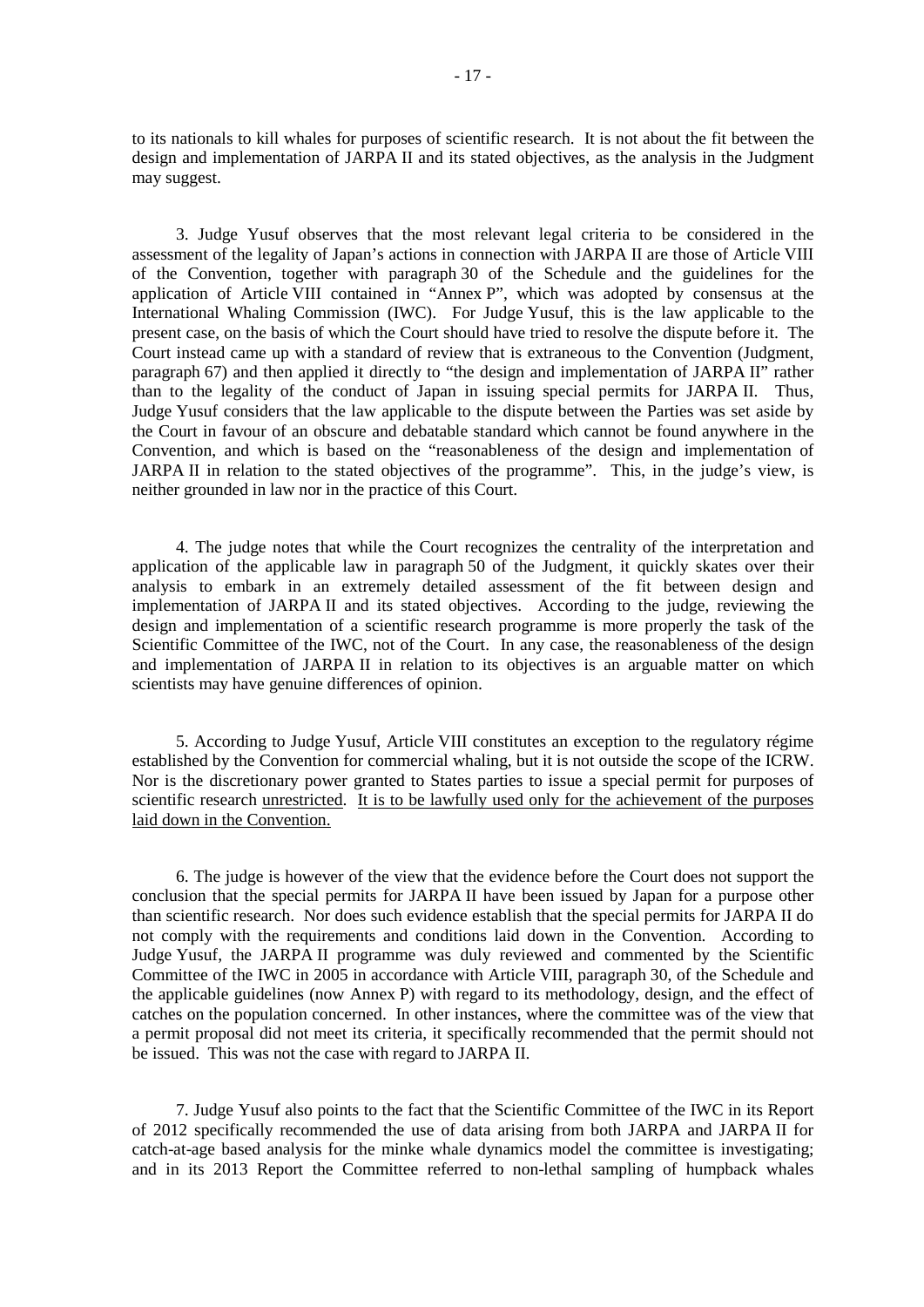to its nationals to kill whales for purposes of scientific research. It is not about the fit between the design and implementation of JARPA II and its stated objectives, as the analysis in the Judgment may suggest.

3. Judge Yusuf observes that the most relevant legal criteria to be considered in the assessment of the legality of Japan's actions in connection with JARPA II are those of Article VIII of the Convention, together with paragraph 30 of the Schedule and the guidelines for the application of Article VIII contained in "Annex P", which was adopted by consensus at the International Whaling Commission (IWC). For Judge Yusuf, this is the law applicable to the present case, on the basis of which the Court should have tried to resolve the dispute before it. The Court instead came up with a standard of review that is extraneous to the Convention (Judgment, paragraph 67) and then applied it directly to "the design and implementation of JARPA II" rather than to the legality of the conduct of Japan in issuing special permits for JARPA II. Thus, Judge Yusuf considers that the law applicable to the dispute between the Parties was set aside by the Court in favour of an obscure and debatable standard which cannot be found anywhere in the Convention, and which is based on the "reasonableness of the design and implementation of JARPA II in relation to the stated objectives of the programme". This, in the judge's view, is neither grounded in law nor in the practice of this Court.

4. The judge notes that while the Court recognizes the centrality of the interpretation and application of the applicable law in paragraph 50 of the Judgment, it quickly skates over their analysis to embark in an extremely detailed assessment of the fit between design and implementation of JARPA II and its stated objectives. According to the judge, reviewing the design and implementation of a scientific research programme is more properly the task of the Scientific Committee of the IWC, not of the Court. In any case, the reasonableness of the design and implementation of JARPA II in relation to its objectives is an arguable matter on which scientists may have genuine differences of opinion.

5. According to Judge Yusuf, Article VIII constitutes an exception to the regulatory régime established by the Convention for commercial whaling, but it is not outside the scope of the ICRW. Nor is the discretionary power granted to States parties to issue a special permit for purposes of scientific research <u>unrestricted</u>. <u>It is to be lawfully used only for the achievement of the purposes laid down in the Convention.</u>

6. The judge is however of the view that the evidence before the Court does not support the conclusion that the special permits for JARPA II have been issued by Japan for a purpose other than scientific research. Nor does such evidence establish that the special permits for JARPA II do not comply with the requirements and conditions laid down in the Convention. According to Judge Yusuf, the JARPA II programme was duly reviewed and commented by the Scientific Committee of the IWC in 2005 in accordance with Article VIII, paragraph 30, of the Schedule and the applicable guidelines (now Annex P) with regard to its methodology, design, and the effect of catches on the population concerned. In other instances, where the committee was of the view that a permit proposal did not meet its criteria, it specifically recommended that the permit should not be issued. This was not the case with regard to JARPA II.

7. Judge Yusuf also points to the fact that the Scientific Committee of the IWC in its Report of 2012 specifically recommended the use of data arising from both JARPA and JARPA II for catch-at-age based analysis for the minke whale dynamics model the committee is investigating; and in its 2013 Report the Committee referred to non-lethal sampling of humpback whales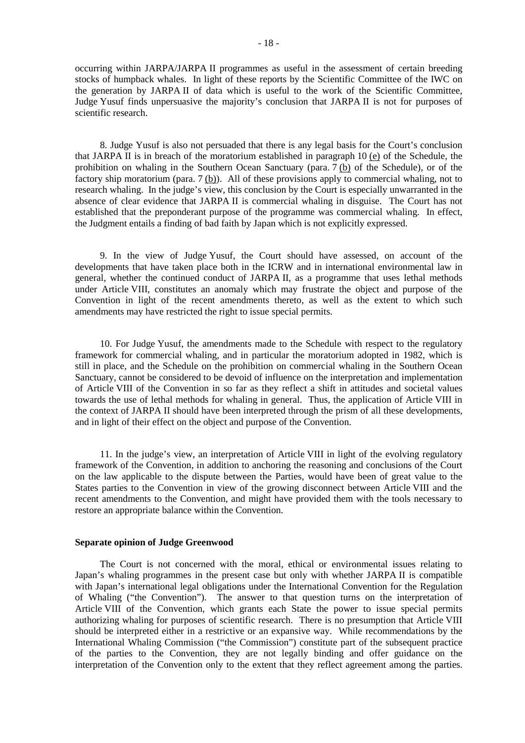occurring within JARPA/JARPA II programmes as useful in the assessment of certain breeding stocks of humpback whales. In light of these reports by the Scientific Committee of the IWC on the generation by JARPA II of data which is useful to the work of the Scientific Committee, Judge Yusuf finds unpersuasive the majority's conclusion that JARPA II is not for purposes of scientific research.

8. Judge Yusuf is also not persuaded that there is any legal basis for the Court's conclusion that JARPA II is in breach of the moratorium established in paragraph 10 (e) of the Schedule, the prohibition on whaling in the Southern Ocean Sanctuary (para. 7 (b) of the Schedule), or of the factory ship moratorium (para. 7 (b)). All of these provisions apply to commercial whaling, not to research whaling. In the judge's view, this conclusion by the Court is especially unwarranted in the absence of clear evidence that JARPA II is commercial whaling in disguise. The Court has not established that the preponderant purpose of the programme was commercial whaling. In effect, the Judgment entails a finding of bad faith by Japan which is not explicitly expressed.

9. In the view of Judge Yusuf, the Court should have assessed, on account of the developments that have taken place both in the ICRW and in international environmental law in general, whether the continued conduct of JARPA II, as a programme that uses lethal methods under Article VIII, constitutes an anomaly which may frustrate the object and purpose of the Convention in light of the recent amendments thereto, as well as the extent to which such amendments may have restricted the right to issue special permits.

10. For Judge Yusuf, the amendments made to the Schedule with respect to the regulatory framework for commercial whaling, and in particular the moratorium adopted in 1982, which is still in place, and the Schedule on the prohibition on commercial whaling in the Southern Ocean Sanctuary, cannot be considered to be devoid of influence on the interpretation and implementation of Article VIII of the Convention in so far as they reflect a shift in attitudes and societal values towards the use of lethal methods for whaling in general. Thus, the application of Article VIII in the context of JARPA II should have been interpreted through the prism of all these developments, and in light of their effect on the object and purpose of the Convention.

11. In the judge's view, an interpretation of Article VIII in light of the evolving regulatory framework of the Convention, in addition to anchoring the reasoning and conclusions of the Court on the law applicable to the dispute between the Parties, would have been of great value to the States parties to the Convention in view of the growing disconnect between Article VIII and the recent amendments to the Convention, and might have provided them with the tools necessary to restore an appropriate balance within the Convention.

**Separate opinion of Judge Greenwood**

The Court is not concerned with the moral, ethical or environmental issues relating to Japan's whaling programmes in the present case but only with whether JARPA II is compatible with Japan's international legal obligations under the International Convention for the Regulation of Whaling ("the Convention"). The answer to that question turns on the interpretation of Article VIII of the Convention, which grants each State the power to issue special permits authorizing whaling for purposes of scientific research. There is no presumption that Article VIII should be interpreted either in a restrictive or an expansive way. While recommendations by the International Whaling Commission ("the Commission") constitute part of the subsequent practice of the parties to the Convention, they are not legally binding and offer guidance on the interpretation of the Convention only to the extent that they reflect agreement among the parties.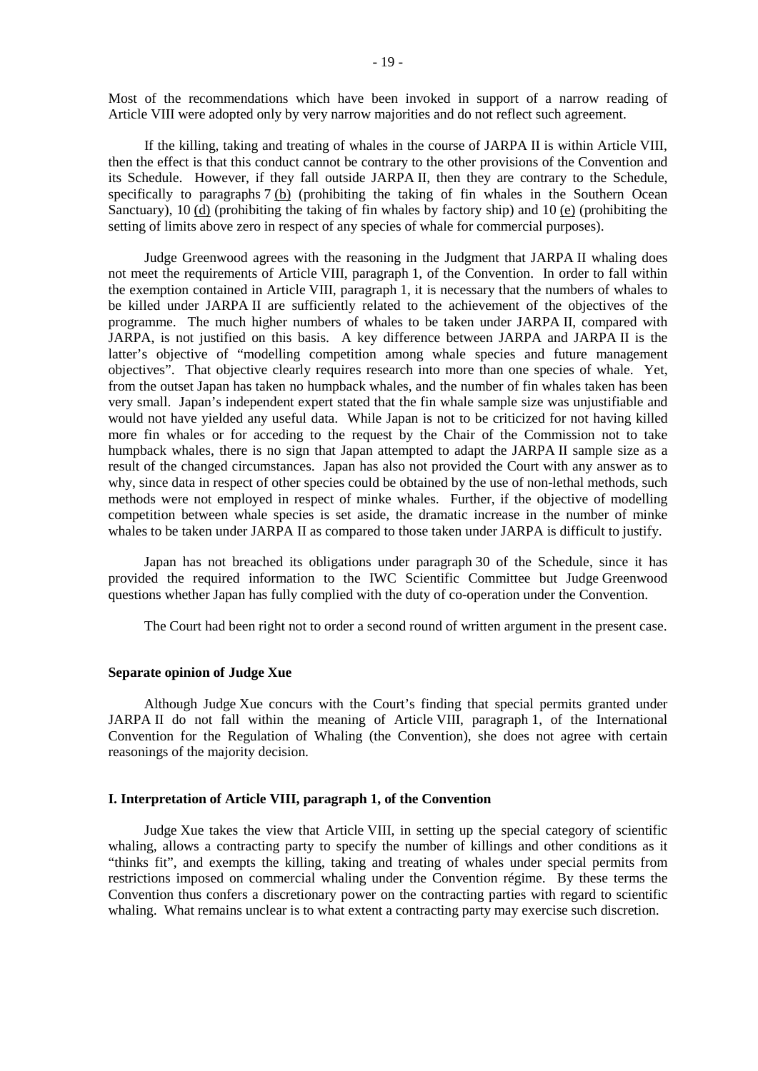Most of the recommendations which have been invoked in support of a narrow reading of Article VIII were adopted only by very narrow majorities and do not reflect such agreement.

If the killing, taking and treating of whales in the course of JARPA II is within Article VIII, then the effect is that this conduct cannot be contrary to the other provisions of the Convention and its Schedule. However, if they fall outside JARPA II, then they are contrary to the Schedule, specifically to paragraphs 7 (b) (prohibiting the taking of fin whales in the Southern Ocean Sanctuary), 10 (d) (prohibiting the taking of fin whales by factory ship) and 10 (e) (prohibiting the setting of limits above zero in respect of any species of whale for commercial purposes).

Judge Greenwood agrees with the reasoning in the Judgment that JARPA II whaling does not meet the requirements of Article VIII, paragraph 1, of the Convention. In order to fall within the exemption contained in Article VIII, paragraph 1, it is necessary that the numbers of whales to be killed under JARPA II are sufficiently related to the achievement of the objectives of the programme. The much higher numbers of whales to be taken under JARPA II, compared with JARPA, is not justified on this basis. A key difference between JARPA and JARPA II is the latter's objective of "modelling competition among whale species and future management objectives". That objective clearly requires research into more than one species of whale. Yet, from the outset Japan has taken no humpback whales, and the number of fin whales taken has been very small. Japan's independent expert stated that the fin whale sample size was unjustifiable and would not have yielded any useful data. While Japan is not to be criticized for not having killed more fin whales or for acceding to the request by the Chair of the Commission not to take humpback whales, there is no sign that Japan attempted to adapt the JARPA II sample size as a result of the changed circumstances. Japan has also not provided the Court with any answer as to why, since data in respect of other species could be obtained by the use of non-lethal methods, such methods were not employed in respect of minke whales. Further, if the objective of modelling competition between whale species is set aside, the dramatic increase in the number of minke whales to be taken under JARPA II as compared to those taken under JARPA is difficult to justify.

Japan has not breached its obligations under paragraph 30 of the Schedule, since it has provided the required information to the IWC Scientific Committee but Judge Greenwood questions whether Japan has fully complied with the duty of co-operation under the Convention.

The Court had been right not to order a second round of written argument in the present case.

**Separate opinion of Judge Xue**

Although Judge Xue concurs with the Court's finding that special permits granted under JARPA II do not fall within the meaning of Article VIII, paragraph 1, of the International Convention for the Regulation of Whaling (the Convention), she does not agree with certain reasonings of the majority decision.

**I. Interpretation of Article VIII, paragraph 1, of the Convention**

Judge Xue takes the view that Article VIII, in setting up the special category of scientific whaling, allows a contracting party to specify the number of killings and other conditions as it "thinks fit", and exempts the killing, taking and treating of whales under special permits from restrictions imposed on commercial whaling under the Convention régime. By these terms the Convention thus confers a discretionary power on the contracting parties with regard to scientific whaling. What remains unclear is to what extent a contracting party may exercise such discretion.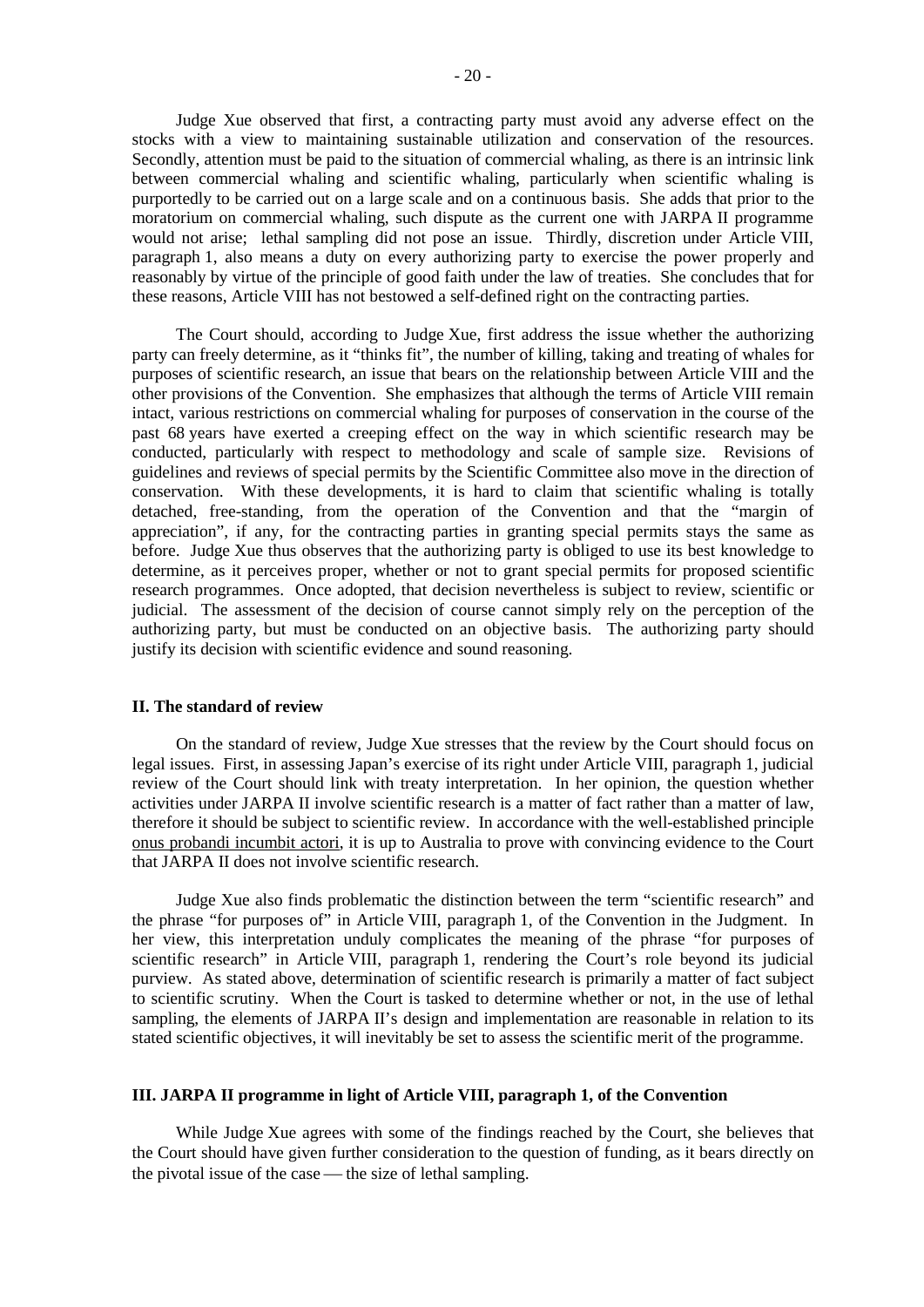Judge Xue observed that first, a contracting party must avoid any adverse effect on the stocks with a view to maintaining sustainable utilization and conservation of the resources. Secondly, attention must be paid to the situation of commercial whaling, as there is an intrinsic link between commercial whaling and scientific whaling, particularly when scientific whaling is purportedly to be carried out on a large scale and on a continuous basis. She adds that prior to the moratorium on commercial whaling, such dispute as the current one with JARPA II programme would not arise; lethal sampling did not pose an issue. Thirdly, discretion under Article VIII, paragraph 1, also means a duty on every authorizing party to exercise the power properly and reasonably by virtue of the principle of good faith under the law of treaties. She concludes that for these reasons, Article VIII has not bestowed a self-defined right on the contracting parties.

The Court should, according to Judge Xue, first address the issue whether the authorizing party can freely determine, as it "thinks fit", the number of killing, taking and treating of whales for purposes of scientific research, an issue that bears on the relationship between Article VIII and the other provisions of the Convention. She emphasizes that although the terms of Article VIII remain intact, various restrictions on commercial whaling for purposes of conservation in the course of the past 68 years have exerted a creeping effect on the way in which scientific research may be conducted, particularly with respect to methodology and scale of sample size. Revisions of guidelines and reviews of special permits by the Scientific Committee also move in the direction of conservation. With these developments, it is hard to claim that scientific whaling is totally detached, free-standing, from the operation of the Convention and that the "margin of appreciation", if any, for the contracting parties in granting special permits stays the same as before. Judge Xue thus observes that the authorizing party is obliged to use its best knowledge to determine, as it perceives proper, whether or not to grant special permits for proposed scientific research programmes. Once adopted, that decision nevertheless is subject to review, scientific or judicial. The assessment of the decision of course cannot simply rely on the perception of the authorizing party, but must be conducted on an objective basis. The authorizing party should justify its decision with scientific evidence and sound reasoning.

## II. The standard of review

On the standard of review, Judge Xue stresses that the review by the Court should focus on legal issues. First, in assessing Japan's exercise of its right under Article VIII, paragraph 1, judicial review of the Court should link with treaty interpretation. In her opinion, the question whether activities under JARPA II involve scientific research is a matter of fact rather than a matter of law, therefore it should be subject to scientific review. In accordance with the well-established principle onus probandi incumbit actori, it is up to Australia to prove with convincing evidence to the Court that JARPA II does not involve scientific research.

Judge Xue also finds problematic the distinction between the term "scientific research" and the phrase "for purposes of" in Article VIII, paragraph 1, of the Convention in the Judgment. In her view, this interpretation unduly complicates the meaning of the phrase "for purposes of scientific research" in Article VIII, paragraph 1, rendering the Court's role beyond its judicial purview. As stated above, determination of scientific research is primarily a matter of fact subject to scientific scrutiny. When the Court is tasked to determine whether or not, in the use of lethal sampling, the elements of JARPA II's design and implementation are reasonable in relation to its stated scientific objectives, it will inevitably be set to assess the scientific merit of the programme.

## III. JARPA II programme in light of Article VIII, paragraph 1, of the Convention

While Judge Xue agrees with some of the findings reached by the Court, she believes that the Court should have given further consideration to the question of funding, as it bears directly on the pivotal issue of the case — the size of lethal sampling.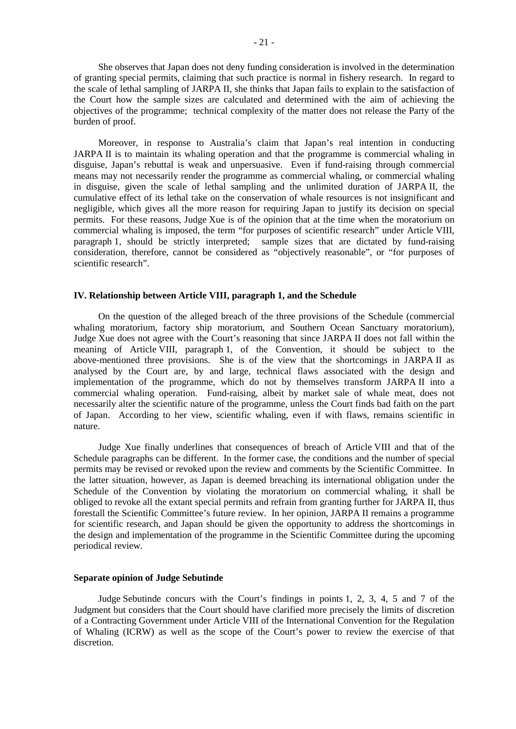She observes that Japan does not deny funding consideration is involved in the determination of granting special permits, claiming that such practice is normal in fishery research. In regard to the scale of lethal sampling of JARPA II, she thinks that Japan fails to explain to the satisfaction of the Court how the sample sizes are calculated and determined with the aim of achieving the objectives of the programme; technical complexity of the matter does not release the Party of the burden of proof.

Moreover, in response to Australia's claim that Japan's real intention in conducting JARPA II is to maintain its whaling operation and that the programme is commercial whaling in disguise, Japan's rebuttal is weak and unpersuasive. Even if fund-raising through commercial means may not necessarily render the programme as commercial whaling, or commercial whaling in disguise, given the scale of lethal sampling and the unlimited duration of JARPA II, the cumulative effect of its lethal take on the conservation of whale resources is not insignificant and negligible, which gives all the more reason for requiring Japan to justify its decision on special permits. For these reasons, Judge Xue is of the opinion that at the time when the moratorium on commercial whaling is imposed, the term "for purposes of scientific research" under Article VIII, paragraph 1, should be strictly interpreted; sample sizes that are dictated by fund-raising consideration, therefore, cannot be considered as "objectively reasonable", or "for purposes of scientific research".

**IV. Relationship between Article VIII, paragraph 1, and the Schedule**

On the question of the alleged breach of the three provisions of the Schedule (commercial whaling moratorium, factory ship moratorium, and Southern Ocean Sanctuary moratorium), Judge Xue does not agree with the Court's reasoning that since JARPA II does not fall within the meaning of Article VIII, paragraph 1, of the Convention, it should be subject to the above-mentioned three provisions. She is of the view that the shortcomings in JARPA II as analysed by the Court are, by and large, technical flaws associated with the design and implementation of the programme, which do not by themselves transform JARPA II into a commercial whaling operation. Fund-raising, albeit by market sale of whale meat, does not necessarily alter the scientific nature of the programme, unless the Court finds bad faith on the part of Japan. According to her view, scientific whaling, even if with flaws, remains scientific in nature.

Judge Xue finally underlines that consequences of breach of Article VIII and that of the Schedule paragraphs can be different. In the former case, the conditions and the number of special permits may be revised or revoked upon the review and comments by the Scientific Committee. In the latter situation, however, as Japan is deemed breaching its international obligation under the Schedule of the Convention by violating the moratorium on commercial whaling, it shall be obliged to revoke all the extant special permits and refrain from granting further for JARPA II, thus forestall the Scientific Committee's future review. In her opinion, JARPA II remains a programme for scientific research, and Japan should be given the opportunity to address the shortcomings in the design and implementation of the programme in the Scientific Committee during the upcoming periodical review.

**Separate opinion of Judge Sebutinde**

Judge Sebutinde concurs with the Court's findings in points 1, 2, 3, 4, 5 and 7 of the Judgment but considers that the Court should have clarified more precisely the limits of discretion of a Contracting Government under Article VIII of the International Convention for the Regulation of Whaling (ICRW) as well as the scope of the Court's power to review the exercise of that discretion.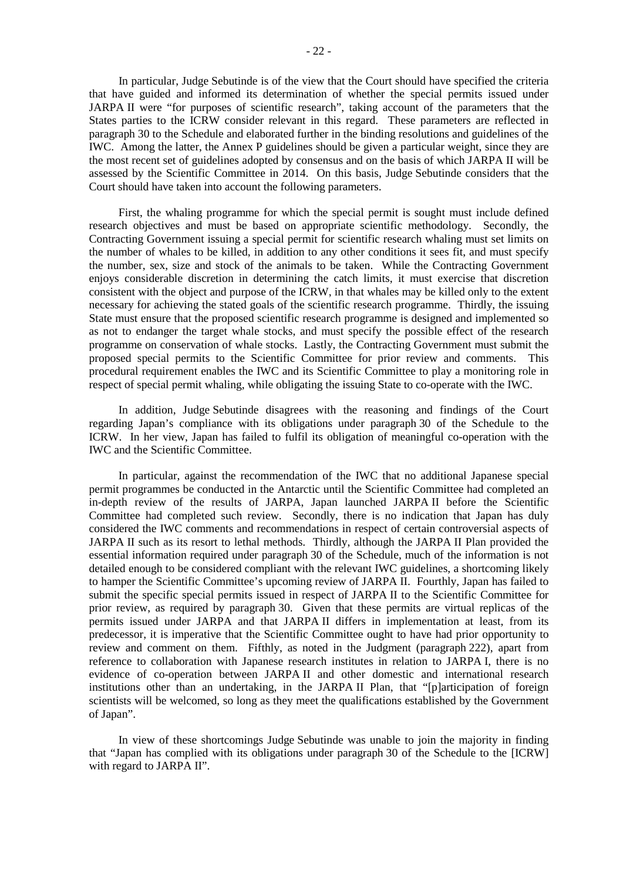In particular, Judge Sebutinde is of the view that the Court should have specified the criteria that have guided and informed its determination of whether the special permits issued under JARPA II were "for purposes of scientific research", taking account of the parameters that the States parties to the ICRW consider relevant in this regard. These parameters are reflected in paragraph 30 to the Schedule and elaborated further in the binding resolutions and guidelines of the IWC. Among the latter, the Annex P guidelines should be given a particular weight, since they are the most recent set of guidelines adopted by consensus and on the basis of which JARPA II will be assessed by the Scientific Committee in 2014. On this basis, Judge Sebutinde considers that the Court should have taken into account the following parameters.

First, the whaling programme for which the special permit is sought must include defined research objectives and must be based on appropriate scientific methodology. Secondly, the Contracting Government issuing a special permit for scientific research whaling must set limits on the number of whales to be killed, in addition to any other conditions it sees fit, and must specify the number, sex, size and stock of the animals to be taken. While the Contracting Government enjoys considerable discretion in determining the catch limits, it must exercise that discretion consistent with the object and purpose of the ICRW, in that whales may be killed only to the extent necessary for achieving the stated goals of the scientific research programme. Thirdly, the issuing State must ensure that the proposed scientific research programme is designed and implemented so as not to endanger the target whale stocks, and must specify the possible effect of the research programme on conservation of whale stocks. Lastly, the Contracting Government must submit the proposed special permits to the Scientific Committee for prior review and comments. This procedural requirement enables the IWC and its Scientific Committee to play a monitoring role in respect of special permit whaling, while obligating the issuing State to co-operate with the IWC.

In addition, Judge Sebutinde disagrees with the reasoning and findings of the Court regarding Japan's compliance with its obligations under paragraph 30 of the Schedule to the ICRW. In her view, Japan has failed to fulfil its obligation of meaningful co-operation with the IWC and the Scientific Committee.

In particular, against the recommendation of the IWC that no additional Japanese special permit programmes be conducted in the Antarctic until the Scientific Committee had completed an in-depth review of the results of JARPA, Japan launched JARPA II before the Scientific Committee had completed such review. Secondly, there is no indication that Japan has duly considered the IWC comments and recommendations in respect of certain controversial aspects of JARPA II such as its resort to lethal methods. Thirdly, although the JARPA II Plan provided the essential information required under paragraph 30 of the Schedule, much of the information is not detailed enough to be considered compliant with the relevant IWC guidelines, a shortcoming likely to hamper the Scientific Committee's upcoming review of JARPA II. Fourthly, Japan has failed to submit the specific special permits issued in respect of JARPA II to the Scientific Committee for prior review, as required by paragraph 30. Given that these permits are virtual replicas of the permits issued under JARPA and that JARPA II differs in implementation at least, from its predecessor, it is imperative that the Scientific Committee ought to have had prior opportunity to review and comment on them. Fifthly, as noted in the Judgment (paragraph 222), apart from reference to collaboration with Japanese research institutes in relation to JARPA I, there is no evidence of co-operation between JARPA II and other domestic and international research institutions other than an undertaking, in the JARPA II Plan, that "[p]articipation of foreign scientists will be welcomed, so long as they meet the qualifications established by the Government of Japan".

In view of these shortcomings Judge Sebutinde was unable to join the majority in finding that "Japan has complied with its obligations under paragraph 30 of the Schedule to the [ICRW] with regard to JARPA II".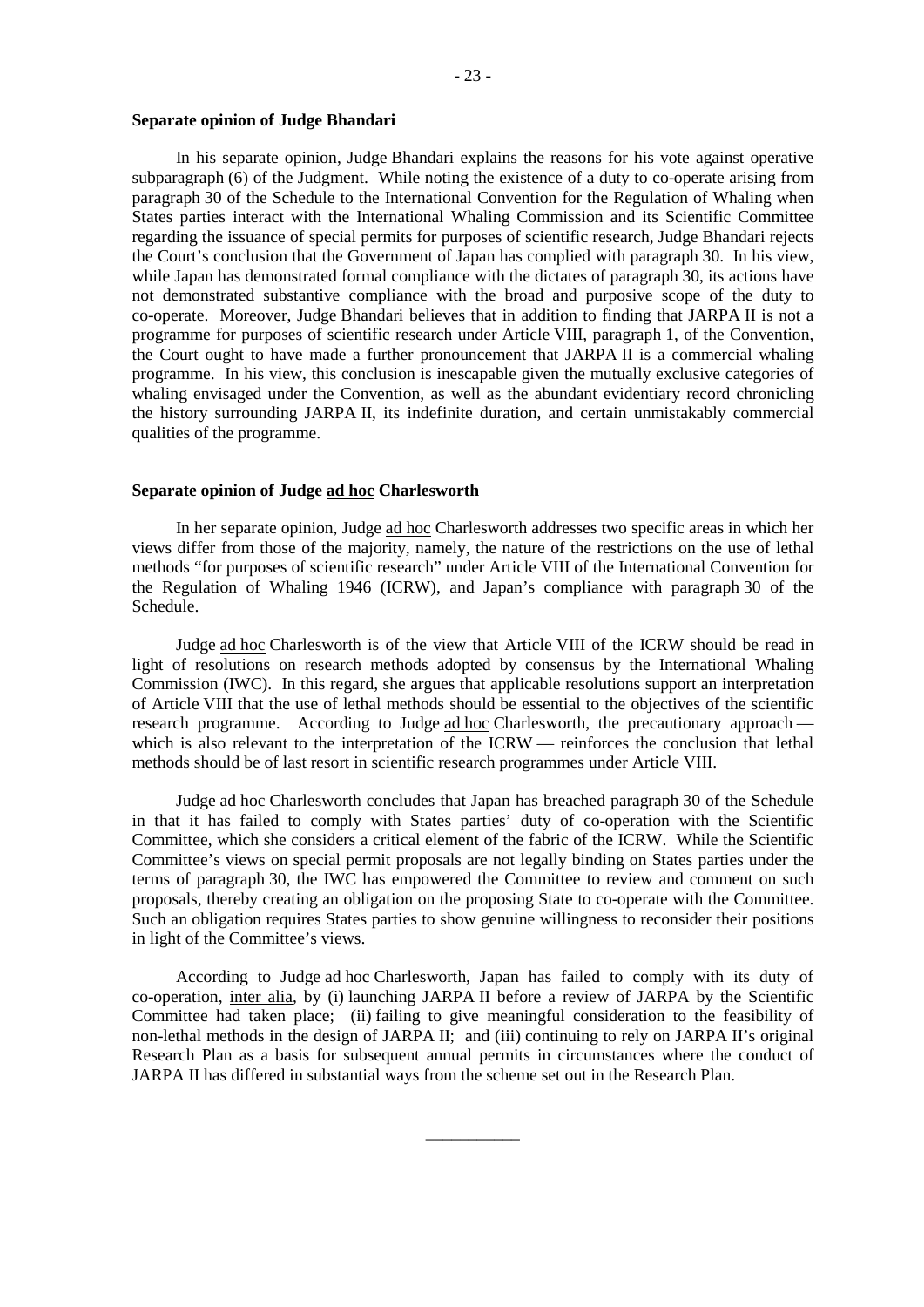**Separate opinion of Judge Bhandari**

In his separate opinion, Judge Bhandari explains the reasons for his vote against operative subparagraph (6) of the Judgment. While noting the existence of a duty to co-operate arising from paragraph 30 of the Schedule to the International Convention for the Regulation of Whaling when States parties interact with the International Whaling Commission and its Scientific Committee regarding the issuance of special permits for purposes of scientific research, Judge Bhandari rejects the Court's conclusion that the Government of Japan has complied with paragraph 30. In his view, while Japan has demonstrated formal compliance with the dictates of paragraph 30, its actions have not demonstrated substantive compliance with the broad and purposive scope of the duty to co-operate. Moreover, Judge Bhandari believes that in addition to finding that JARPA II is not a programme for purposes of scientific research under Article VIII, paragraph 1, of the Convention, the Court ought to have made a further pronouncement that JARPA II is a commercial whaling programme. In his view, this conclusion is inescapable given the mutually exclusive categories of whaling envisaged under the Convention, as well as the abundant evidentiary record chronicling the history surrounding JARPA II, its indefinite duration, and certain unmistakably commercial qualities of the programme.

**Separate opinion of Judge ad hoc Charlesworth**

In her separate opinion, Judge ad hoc Charlesworth addresses two specific areas in which her views differ from those of the majority, namely, the nature of the restrictions on the use of lethal methods "for purposes of scientific research" under Article VIII of the International Convention for the Regulation of Whaling 1946 (ICRW), and Japan's compliance with paragraph 30 of the Schedule.

Judge ad hoc Charlesworth is of the view that Article VIII of the ICRW should be read in light of resolutions on research methods adopted by consensus by the International Whaling Commission (IWC). In this regard, she argues that applicable resolutions support an interpretation of Article VIII that the use of lethal methods should be essential to the objectives of the scientific research programme. According to Judge ad hoc Charlesworth, the precautionary approach — which is also relevant to the interpretation of the ICRW — reinforces the conclusion that lethal methods should be of last resort in scientific research programmes under Article VIII.

Judge ad hoc Charlesworth concludes that Japan has breached paragraph 30 of the Schedule in that it has failed to comply with States parties' duty of co-operation with the Scientific Committee, which she considers a critical element of the fabric of the ICRW. While the Scientific Committee's views on special permit proposals are not legally binding on States parties under the terms of paragraph 30, the IWC has empowered the Committee to review and comment on such proposals, thereby creating an obligation on the proposing State to co-operate with the Committee. Such an obligation requires States parties to show genuine willingness to reconsider their positions in light of the Committee's views.

According to Judge ad hoc Charlesworth, Japan has failed to comply with its duty of co-operation, inter alia, by (i) launching JARPA II before a review of JARPA by the Scientific Committee had taken place; (ii) failing to give meaningful consideration to the feasibility of non-lethal methods in the design of JARPA II; and (iii) continuing to rely on JARPA II's original Research Plan as a basis for subsequent annual permits in circumstances where the conduct of JARPA II has differed in substantial ways from the scheme set out in the Research Plan.

___________